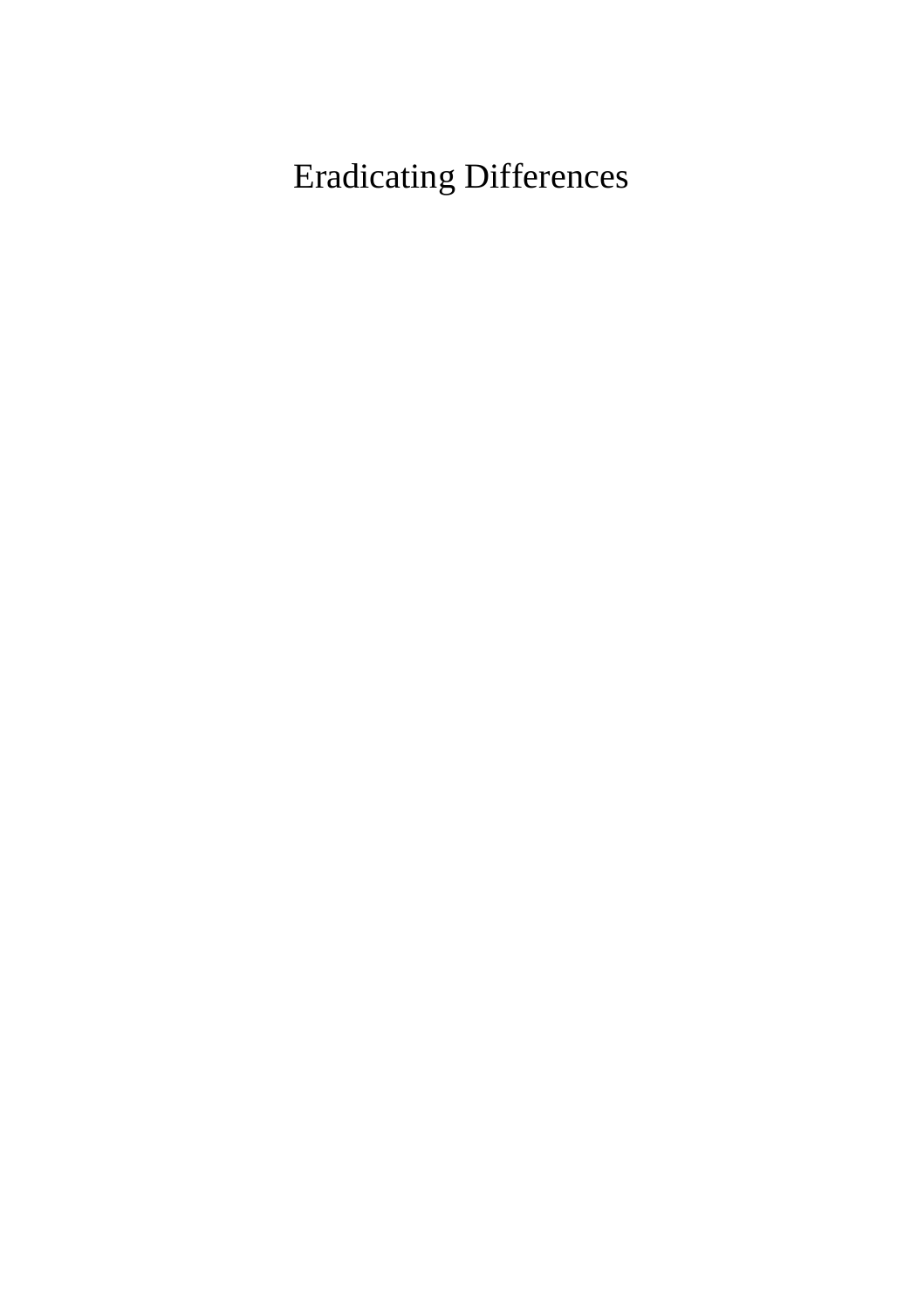# Eradicating Differences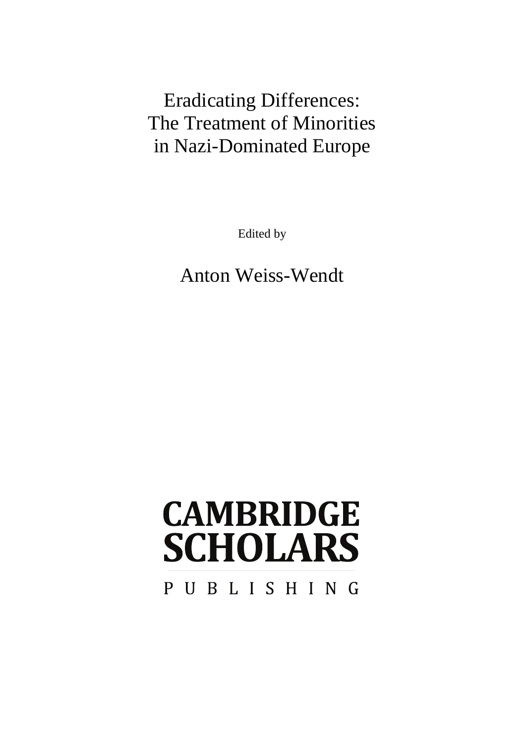# Eradicating Differences: The Treatment of Minorities in Nazi-Dominated Europe

Edited by

Anton Weiss-Wendt

CAMBRIDGE SCHOLARS

PUBLISHING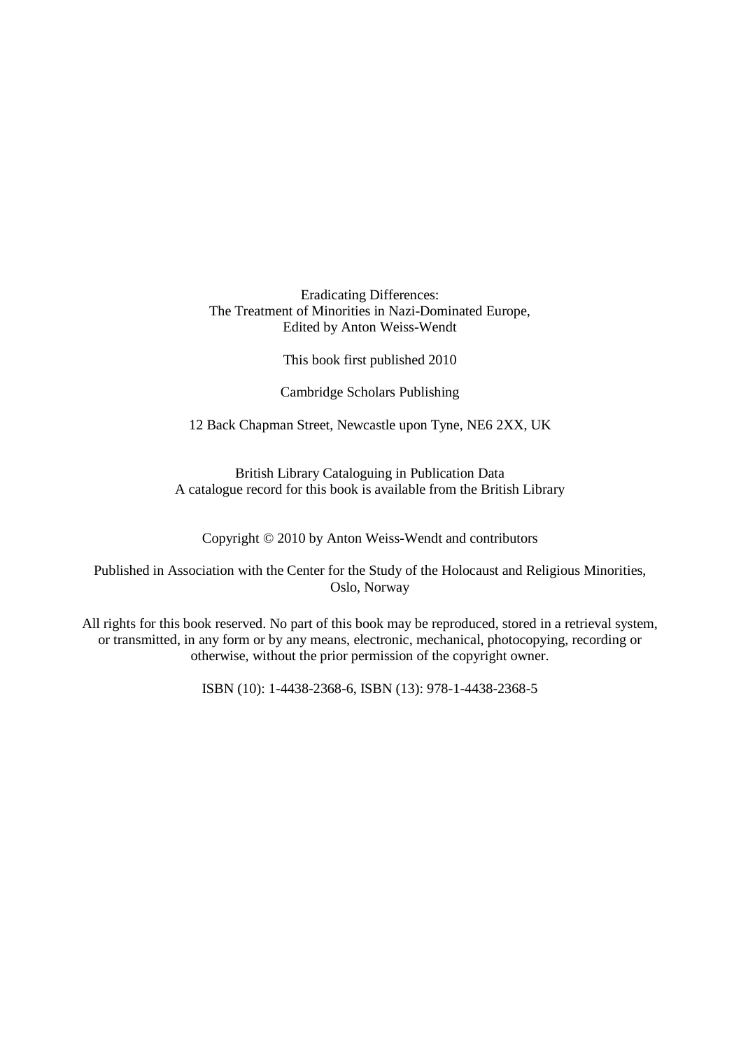Eradicating Differences:
The Treatment of Minorities in Nazi-Dominated Europe,
Edited by Anton Weiss-Wendt

This book first published 2010

Cambridge Scholars Publishing

12 Back Chapman Street, Newcastle upon Tyne, NE6 2XX, UK

British Library Cataloguing in Publication Data
A catalogue record for this book is available from the British Library

Copyright © 2010 by Anton Weiss-Wendt and contributors

Published in Association with the Center for the Study of the Holocaust and Religious Minorities, Oslo, Norway

All rights for this book reserved. No part of this book may be reproduced, stored in a retrieval system, or transmitted, in any form or by any means, electronic, mechanical, photocopying, recording or otherwise, without the prior permission of the copyright owner.

ISBN (10): 1-4438-2368-6, ISBN (13): 978-1-4438-2368-5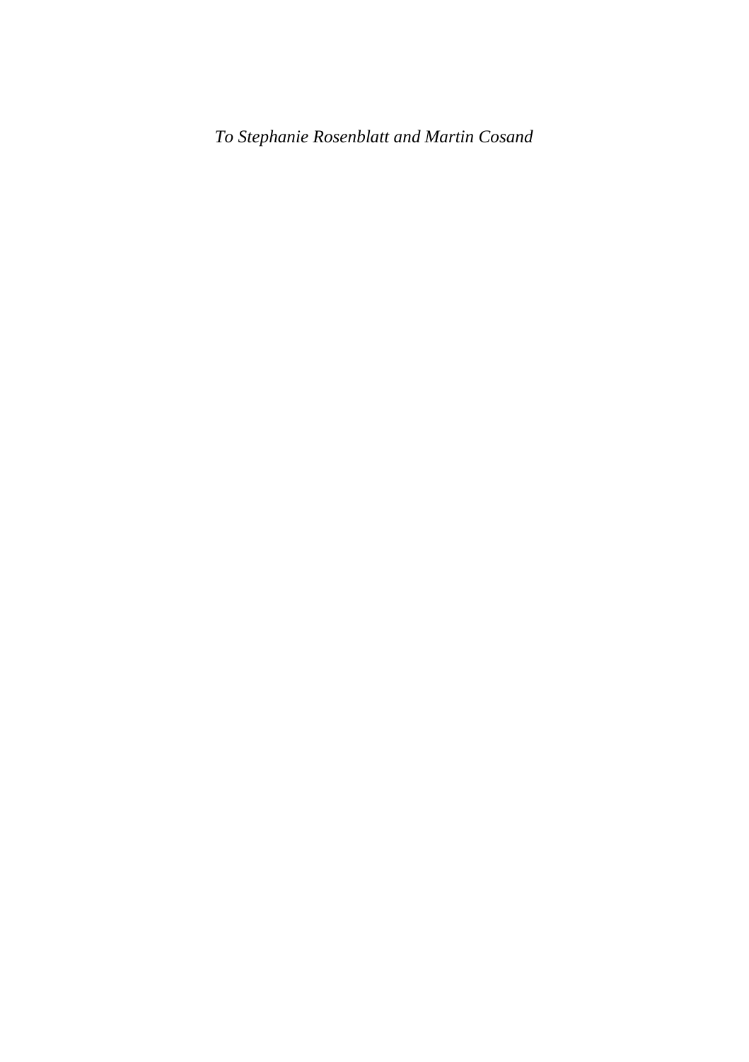*To Stephanie Rosenblatt and Martin Cosand*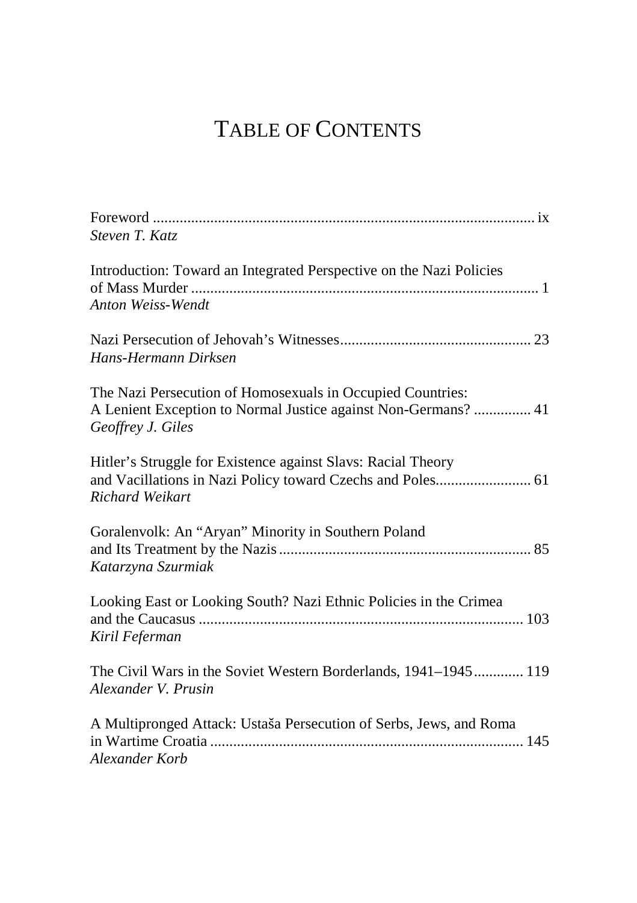# TABLE OF CONTENTS

Foreword ....................................................................................................... ix
*Steven T. Katz*

Introduction: Toward an Integrated Perspective on the Nazi Policies of Mass Murder ........................................................................................... 1
*Anton Weiss-Wendt*

Nazi Persecution of Jehovah's Witnesses................................................. 23
*Hans-Hermann Dirksen*

The Nazi Persecution of Homosexuals in Occupied Countries: A Lenient Exception to Normal Justice against Non-Germans? ............... 41
*Geoffrey J. Giles*

Hitler's Struggle for Existence against Slavs: Racial Theory and Vacillations in Nazi Policy toward Czechs and Poles......................... 61
*Richard Weikart*

Goralenvolk: An "Aryan" Minority in Southern Poland and Its Treatment by the Nazis.................................................................. 85
*Katarzyna Szurmiak*

Looking East or Looking South? Nazi Ethnic Policies in the Crimea and the Caucasus ..................................................................................... 103
*Kiril Feferman*

The Civil Wars in the Soviet Western Borderlands, 1941–1945............. 119
*Alexander V. Prusin*

A Multipronged Attack: Ustaša Persecution of Serbs, Jews, and Roma in Wartime Croatia .................................................................................. 145
*Alexander Korb*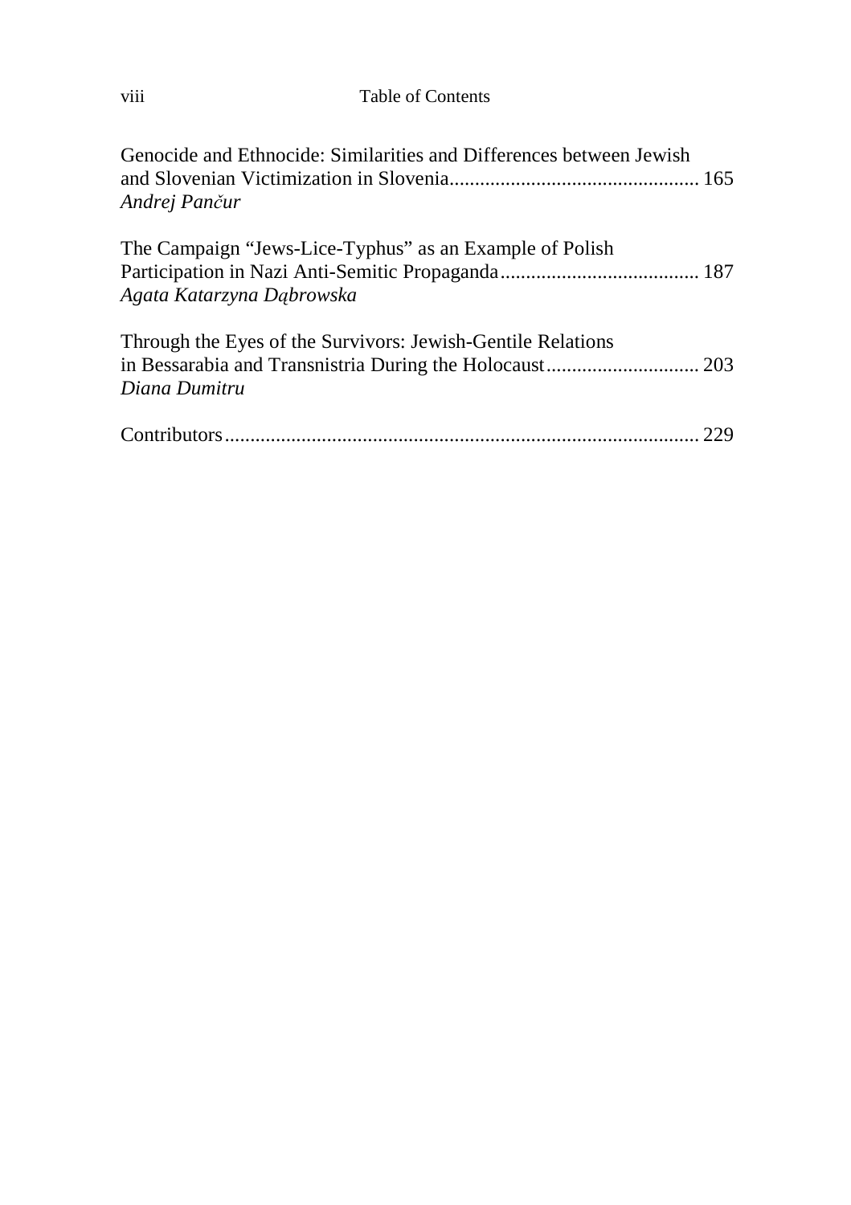Genocide and Ethnocide: Similarities and Differences between Jewish and Slovenian Victimization in Slovenia................................................. 165
*Andrej Pančur*

The Campaign "Jews-Lice-Typhus" as an Example of Polish Participation in Nazi Anti-Semitic Propaganda....................................... 187
*Agata Katarzyna Dąbrowska*

Through the Eyes of the Survivors: Jewish-Gentile Relations in Bessarabia and Transnistria During the Holocaust.............................. 203
*Diana Dumitru*

Contributors............................................................................................ 229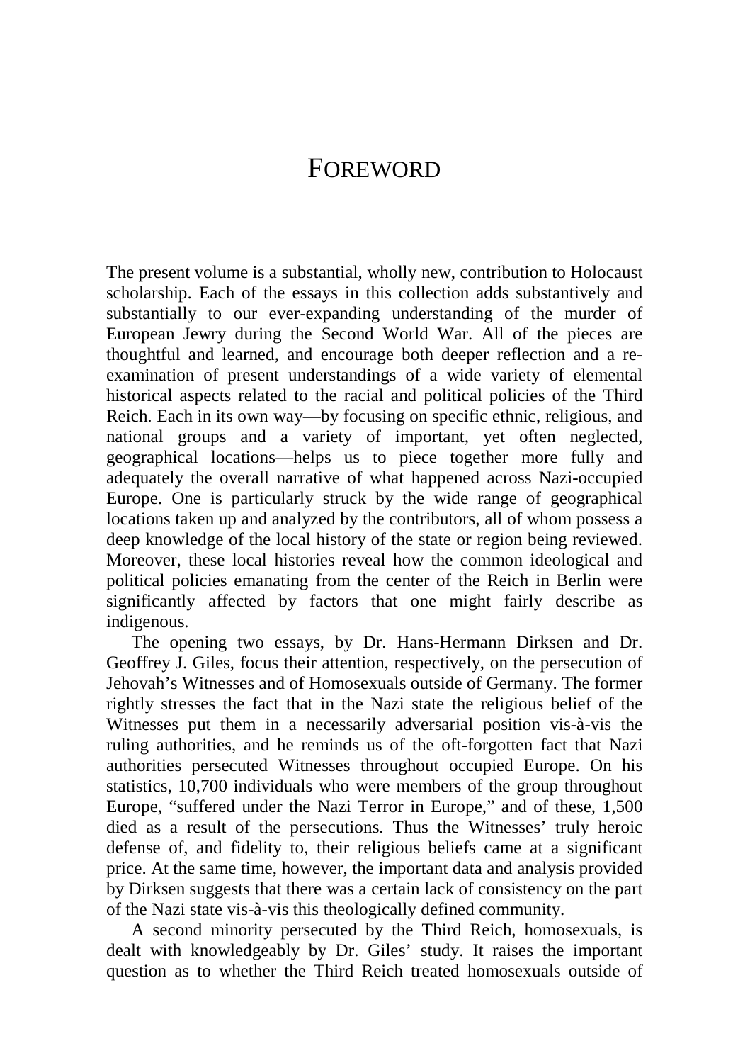# FOREWORD

The present volume is a substantial, wholly new, contribution to Holocaust scholarship. Each of the essays in this collection adds substantively and substantially to our ever-expanding understanding of the murder of European Jewry during the Second World War. All of the pieces are thoughtful and learned, and encourage both deeper reflection and a re-examination of present understandings of a wide variety of elemental historical aspects related to the racial and political policies of the Third Reich. Each in its own way—by focusing on specific ethnic, religious, and national groups and a variety of important, yet often neglected, geographical locations—helps us to piece together more fully and adequately the overall narrative of what happened across Nazi-occupied Europe. One is particularly struck by the wide range of geographical locations taken up and analyzed by the contributors, all of whom possess a deep knowledge of the local history of the state or region being reviewed. Moreover, these local histories reveal how the common ideological and political policies emanating from the center of the Reich in Berlin were significantly affected by factors that one might fairly describe as indigenous.

The opening two essays, by Dr. Hans-Hermann Dirksen and Dr. Geoffrey J. Giles, focus their attention, respectively, on the persecution of Jehovah's Witnesses and of Homosexuals outside of Germany. The former rightly stresses the fact that in the Nazi state the religious belief of the Witnesses put them in a necessarily adversarial position vis-à-vis the ruling authorities, and he reminds us of the oft-forgotten fact that Nazi authorities persecuted Witnesses throughout occupied Europe. On his statistics, 10,700 individuals who were members of the group throughout Europe, "suffered under the Nazi Terror in Europe," and of these, 1,500 died as a result of the persecutions. Thus the Witnesses' truly heroic defense of, and fidelity to, their religious beliefs came at a significant price. At the same time, however, the important data and analysis provided by Dirksen suggests that there was a certain lack of consistency on the part of the Nazi state vis-à-vis this theologically defined community.

A second minority persecuted by the Third Reich, homosexuals, is dealt with knowledgeably by Dr. Giles' study. It raises the important question as to whether the Third Reich treated homosexuals outside of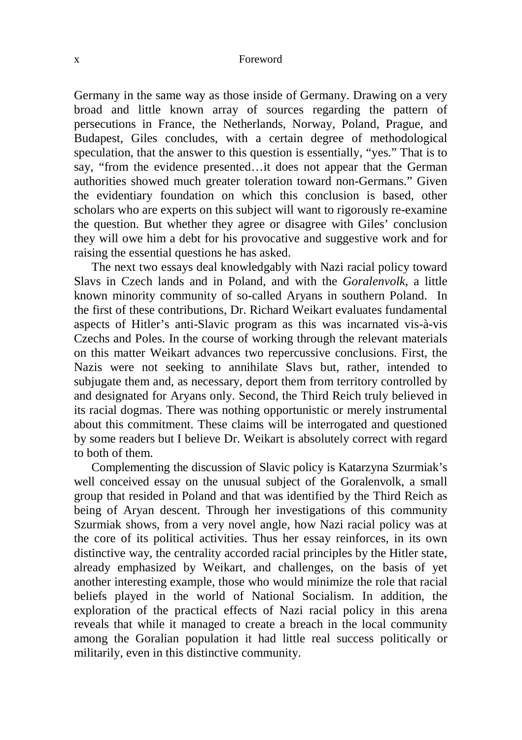Germany in the same way as those inside of Germany. Drawing on a very broad and little known array of sources regarding the pattern of persecutions in France, the Netherlands, Norway, Poland, Prague, and Budapest, Giles concludes, with a certain degree of methodological speculation, that the answer to this question is essentially, "yes." That is to say, "from the evidence presented…it does not appear that the German authorities showed much greater toleration toward non-Germans." Given the evidentiary foundation on which this conclusion is based, other scholars who are experts on this subject will want to rigorously re-examine the question. But whether they agree or disagree with Giles' conclusion they will owe him a debt for his provocative and suggestive work and for raising the essential questions he has asked.

The next two essays deal knowledgably with Nazi racial policy toward Slavs in Czech lands and in Poland, and with the *Goralenvolk*, a little known minority community of so-called Aryans in southern Poland. In the first of these contributions, Dr. Richard Weikart evaluates fundamental aspects of Hitler's anti-Slavic program as this was incarnated vis-à-vis Czechs and Poles. In the course of working through the relevant materials on this matter Weikart advances two repercussive conclusions. First, the Nazis were not seeking to annihilate Slavs but, rather, intended to subjugate them and, as necessary, deport them from territory controlled by and designated for Aryans only. Second, the Third Reich truly believed in its racial dogmas. There was nothing opportunistic or merely instrumental about this commitment. These claims will be interrogated and questioned by some readers but I believe Dr. Weikart is absolutely correct with regard to both of them.

Complementing the discussion of Slavic policy is Katarzyna Szurmiak's well conceived essay on the unusual subject of the Goralenvolk, a small group that resided in Poland and that was identified by the Third Reich as being of Aryan descent. Through her investigations of this community Szurmiak shows, from a very novel angle, how Nazi racial policy was at the core of its political activities. Thus her essay reinforces, in its own distinctive way, the centrality accorded racial principles by the Hitler state, already emphasized by Weikart, and challenges, on the basis of yet another interesting example, those who would minimize the role that racial beliefs played in the world of National Socialism. In addition, the exploration of the practical effects of Nazi racial policy in this arena reveals that while it managed to create a breach in the local community among the Goralian population it had little real success politically or militarily, even in this distinctive community.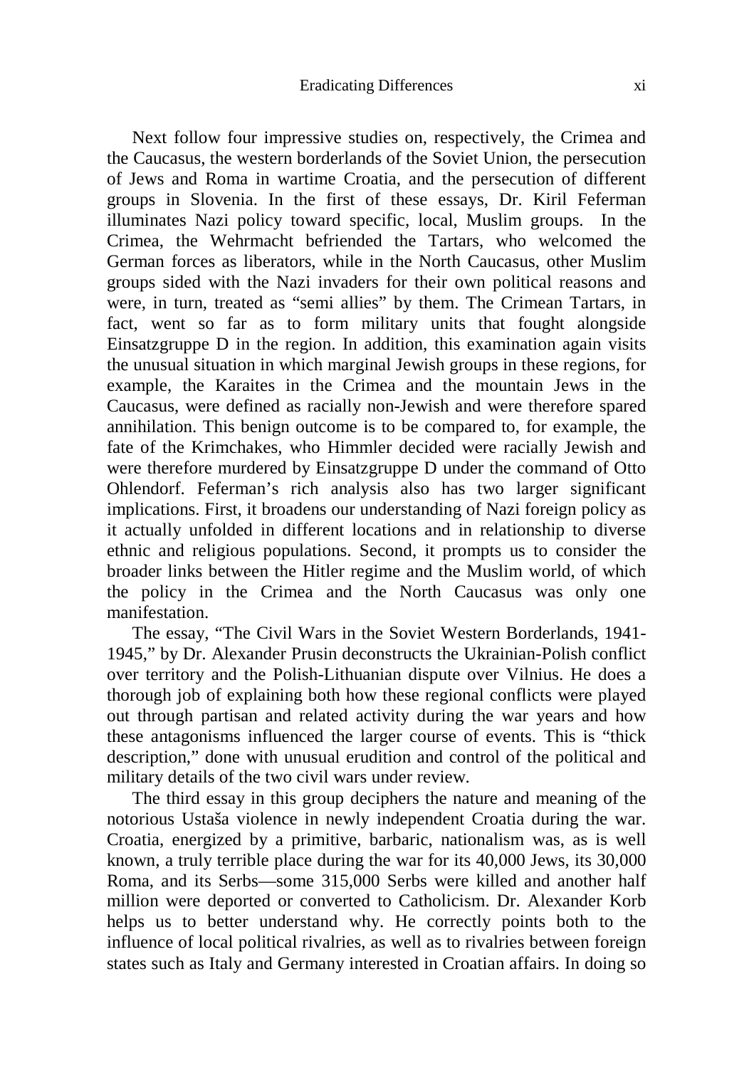Next follow four impressive studies on, respectively, the Crimea and the Caucasus, the western borderlands of the Soviet Union, the persecution of Jews and Roma in wartime Croatia, and the persecution of different groups in Slovenia. In the first of these essays, Dr. Kiril Feferman illuminates Nazi policy toward specific, local, Muslim groups. In the Crimea, the Wehrmacht befriended the Tartars, who welcomed the German forces as liberators, while in the North Caucasus, other Muslim groups sided with the Nazi invaders for their own political reasons and were, in turn, treated as "semi allies" by them. The Crimean Tartars, in fact, went so far as to form military units that fought alongside Einsatzgruppe D in the region. In addition, this examination again visits the unusual situation in which marginal Jewish groups in these regions, for example, the Karaites in the Crimea and the mountain Jews in the Caucasus, were defined as racially non-Jewish and were therefore spared annihilation. This benign outcome is to be compared to, for example, the fate of the Krimchakes, who Himmler decided were racially Jewish and were therefore murdered by Einsatzgruppe D under the command of Otto Ohlendorf. Feferman's rich analysis also has two larger significant implications. First, it broadens our understanding of Nazi foreign policy as it actually unfolded in different locations and in relationship to diverse ethnic and religious populations. Second, it prompts us to consider the broader links between the Hitler regime and the Muslim world, of which the policy in the Crimea and the North Caucasus was only one manifestation.

The essay, "The Civil Wars in the Soviet Western Borderlands, 1941-1945," by Dr. Alexander Prusin deconstructs the Ukrainian-Polish conflict over territory and the Polish-Lithuanian dispute over Vilnius. He does a thorough job of explaining both how these regional conflicts were played out through partisan and related activity during the war years and how these antagonisms influenced the larger course of events. This is "thick description," done with unusual erudition and control of the political and military details of the two civil wars under review.

The third essay in this group deciphers the nature and meaning of the notorious Ustaša violence in newly independent Croatia during the war. Croatia, energized by a primitive, barbaric, nationalism was, as is well known, a truly terrible place during the war for its 40,000 Jews, its 30,000 Roma, and its Serbs—some 315,000 Serbs were killed and another half million were deported or converted to Catholicism. Dr. Alexander Korb helps us to better understand why. He correctly points both to the influence of local political rivalries, as well as to rivalries between foreign states such as Italy and Germany interested in Croatian affairs. In doing so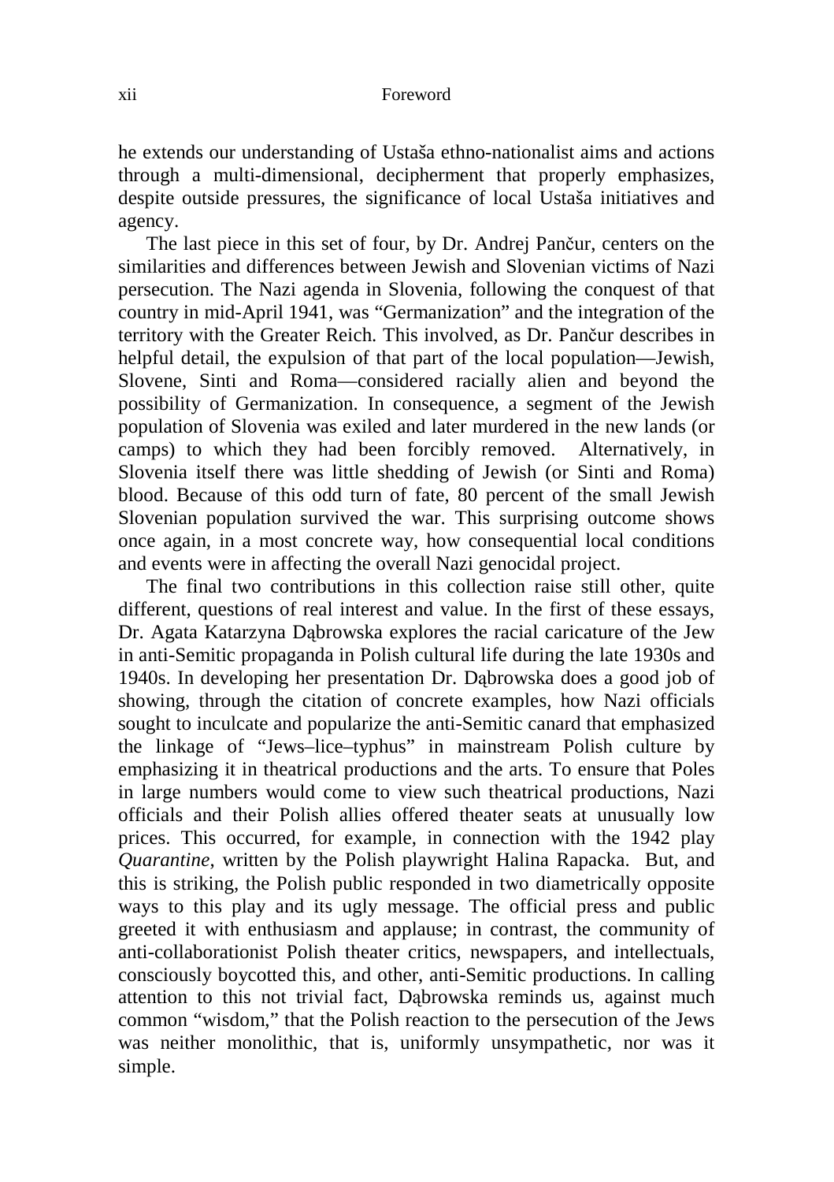he extends our understanding of Ustaša ethno-nationalist aims and actions through a multi-dimensional, decipherment that properly emphasizes, despite outside pressures, the significance of local Ustaša initiatives and agency.

The last piece in this set of four, by Dr. Andrej Pančur, centers on the similarities and differences between Jewish and Slovenian victims of Nazi persecution. The Nazi agenda in Slovenia, following the conquest of that country in mid-April 1941, was "Germanization" and the integration of the territory with the Greater Reich. This involved, as Dr. Pančur describes in helpful detail, the expulsion of that part of the local population—Jewish, Slovene, Sinti and Roma—considered racially alien and beyond the possibility of Germanization. In consequence, a segment of the Jewish population of Slovenia was exiled and later murdered in the new lands (or camps) to which they had been forcibly removed. Alternatively, in Slovenia itself there was little shedding of Jewish (or Sinti and Roma) blood. Because of this odd turn of fate, 80 percent of the small Jewish Slovenian population survived the war. This surprising outcome shows once again, in a most concrete way, how consequential local conditions and events were in affecting the overall Nazi genocidal project.

The final two contributions in this collection raise still other, quite different, questions of real interest and value. In the first of these essays, Dr. Agata Katarzyna Dąbrowska explores the racial caricature of the Jew in anti-Semitic propaganda in Polish cultural life during the late 1930s and 1940s. In developing her presentation Dr. Dąbrowska does a good job of showing, through the citation of concrete examples, how Nazi officials sought to inculcate and popularize the anti-Semitic canard that emphasized the linkage of "Jews–lice–typhus" in mainstream Polish culture by emphasizing it in theatrical productions and the arts. To ensure that Poles in large numbers would come to view such theatrical productions, Nazi officials and their Polish allies offered theater seats at unusually low prices. This occurred, for example, in connection with the 1942 play *Quarantine*, written by the Polish playwright Halina Rapacka. But, and this is striking, the Polish public responded in two diametrically opposite ways to this play and its ugly message. The official press and public greeted it with enthusiasm and applause; in contrast, the community of anti-collaborationist Polish theater critics, newspapers, and intellectuals, consciously boycotted this, and other, anti-Semitic productions. In calling attention to this not trivial fact, Dąbrowska reminds us, against much common "wisdom," that the Polish reaction to the persecution of the Jews was neither monolithic, that is, uniformly unsympathetic, nor was it simple.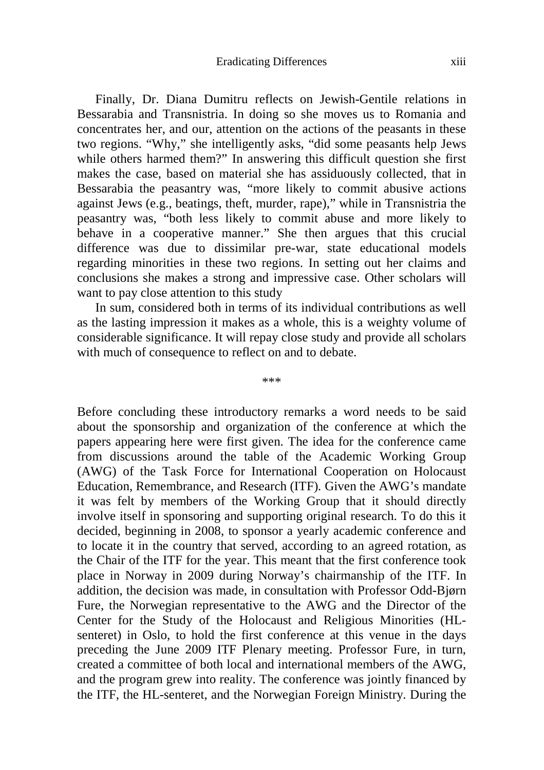Finally, Dr. Diana Dumitru reflects on Jewish-Gentile relations in Bessarabia and Transnistria. In doing so she moves us to Romania and concentrates her, and our, attention on the actions of the peasants in these two regions. "Why," she intelligently asks, "did some peasants help Jews while others harmed them?" In answering this difficult question she first makes the case, based on material she has assiduously collected, that in Bessarabia the peasantry was, "more likely to commit abusive actions against Jews (e.g., beatings, theft, murder, rape)," while in Transnistria the peasantry was, "both less likely to commit abuse and more likely to behave in a cooperative manner." She then argues that this crucial difference was due to dissimilar pre-war, state educational models regarding minorities in these two regions. In setting out her claims and conclusions she makes a strong and impressive case. Other scholars will want to pay close attention to this study

In sum, considered both in terms of its individual contributions as well as the lasting impression it makes as a whole, this is a weighty volume of considerable significance. It will repay close study and provide all scholars with much of consequence to reflect on and to debate.

\*\*\*

Before concluding these introductory remarks a word needs to be said about the sponsorship and organization of the conference at which the papers appearing here were first given. The idea for the conference came from discussions around the table of the Academic Working Group (AWG) of the Task Force for International Cooperation on Holocaust Education, Remembrance, and Research (ITF). Given the AWG's mandate it was felt by members of the Working Group that it should directly involve itself in sponsoring and supporting original research. To do this it decided, beginning in 2008, to sponsor a yearly academic conference and to locate it in the country that served, according to an agreed rotation, as the Chair of the ITF for the year. This meant that the first conference took place in Norway in 2009 during Norway's chairmanship of the ITF. In addition, the decision was made, in consultation with Professor Odd-Bjørn Fure, the Norwegian representative to the AWG and the Director of the Center for the Study of the Holocaust and Religious Minorities (HL-senteret) in Oslo, to hold the first conference at this venue in the days preceding the June 2009 ITF Plenary meeting. Professor Fure, in turn, created a committee of both local and international members of the AWG, and the program grew into reality. The conference was jointly financed by the ITF, the HL-senteret, and the Norwegian Foreign Ministry. During the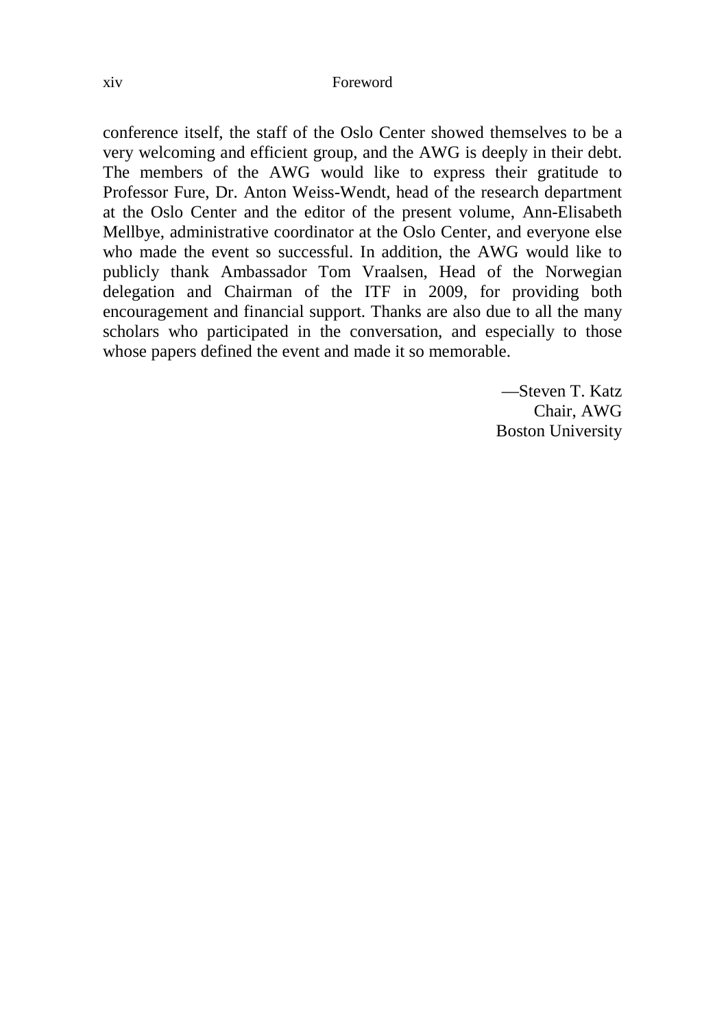conference itself, the staff of the Oslo Center showed themselves to be a very welcoming and efficient group, and the AWG is deeply in their debt. The members of the AWG would like to express their gratitude to Professor Fure, Dr. Anton Weiss-Wendt, head of the research department at the Oslo Center and the editor of the present volume, Ann-Elisabeth Mellbye, administrative coordinator at the Oslo Center, and everyone else who made the event so successful. In addition, the AWG would like to publicly thank Ambassador Tom Vraalsen, Head of the Norwegian delegation and Chairman of the ITF in 2009, for providing both encouragement and financial support. Thanks are also due to all the many scholars who participated in the conversation, and especially to those whose papers defined the event and made it so memorable.

—Steven T. Katz  
Chair, AWG  
Boston University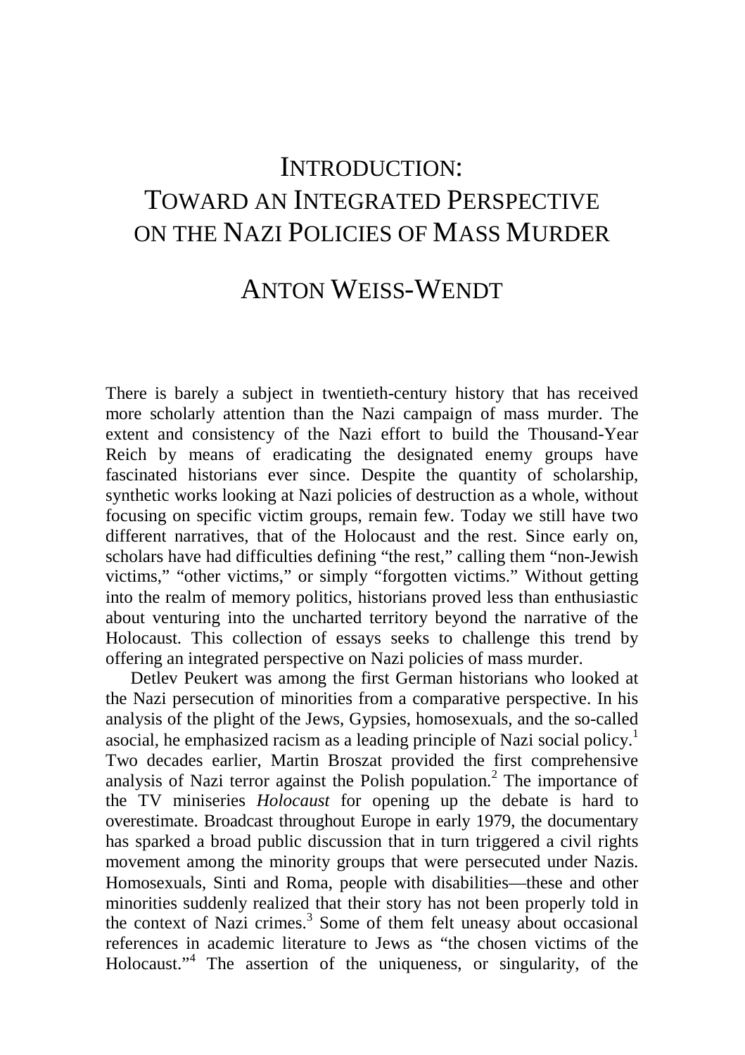# INTRODUCTION: TOWARD AN INTEGRATED PERSPECTIVE ON THE NAZI POLICIES OF MASS MURDER

## ANTON WEISS-WENDT

There is barely a subject in twentieth-century history that has received more scholarly attention than the Nazi campaign of mass murder. The extent and consistency of the Nazi effort to build the Thousand-Year Reich by means of eradicating the designated enemy groups have fascinated historians ever since. Despite the quantity of scholarship, synthetic works looking at Nazi policies of destruction as a whole, without focusing on specific victim groups, remain few. Today we still have two different narratives, that of the Holocaust and the rest. Since early on, scholars have had difficulties defining "the rest," calling them "non-Jewish victims," "other victims," or simply "forgotten victims." Without getting into the realm of memory politics, historians proved less than enthusiastic about venturing into the uncharted territory beyond the narrative of the Holocaust. This collection of essays seeks to challenge this trend by offering an integrated perspective on Nazi policies of mass murder.

Detlev Peukert was among the first German historians who looked at the Nazi persecution of minorities from a comparative perspective. In his analysis of the plight of the Jews, Gypsies, homosexuals, and the so-called asocial, he emphasized racism as a leading principle of Nazi social policy.[1] Two decades earlier, Martin Broszat provided the first comprehensive analysis of Nazi terror against the Polish population.[2] The importance of the TV miniseries *Holocaust* for opening up the debate is hard to overestimate. Broadcast throughout Europe in early 1979, the documentary has sparked a broad public discussion that in turn triggered a civil rights movement among the minority groups that were persecuted under Nazis. Homosexuals, Sinti and Roma, people with disabilities—these and other minorities suddenly realized that their story has not been properly told in the context of Nazi crimes.[3] Some of them felt uneasy about occasional references in academic literature to Jews as "the chosen victims of the Holocaust."[4] The assertion of the uniqueness, or singularity, of the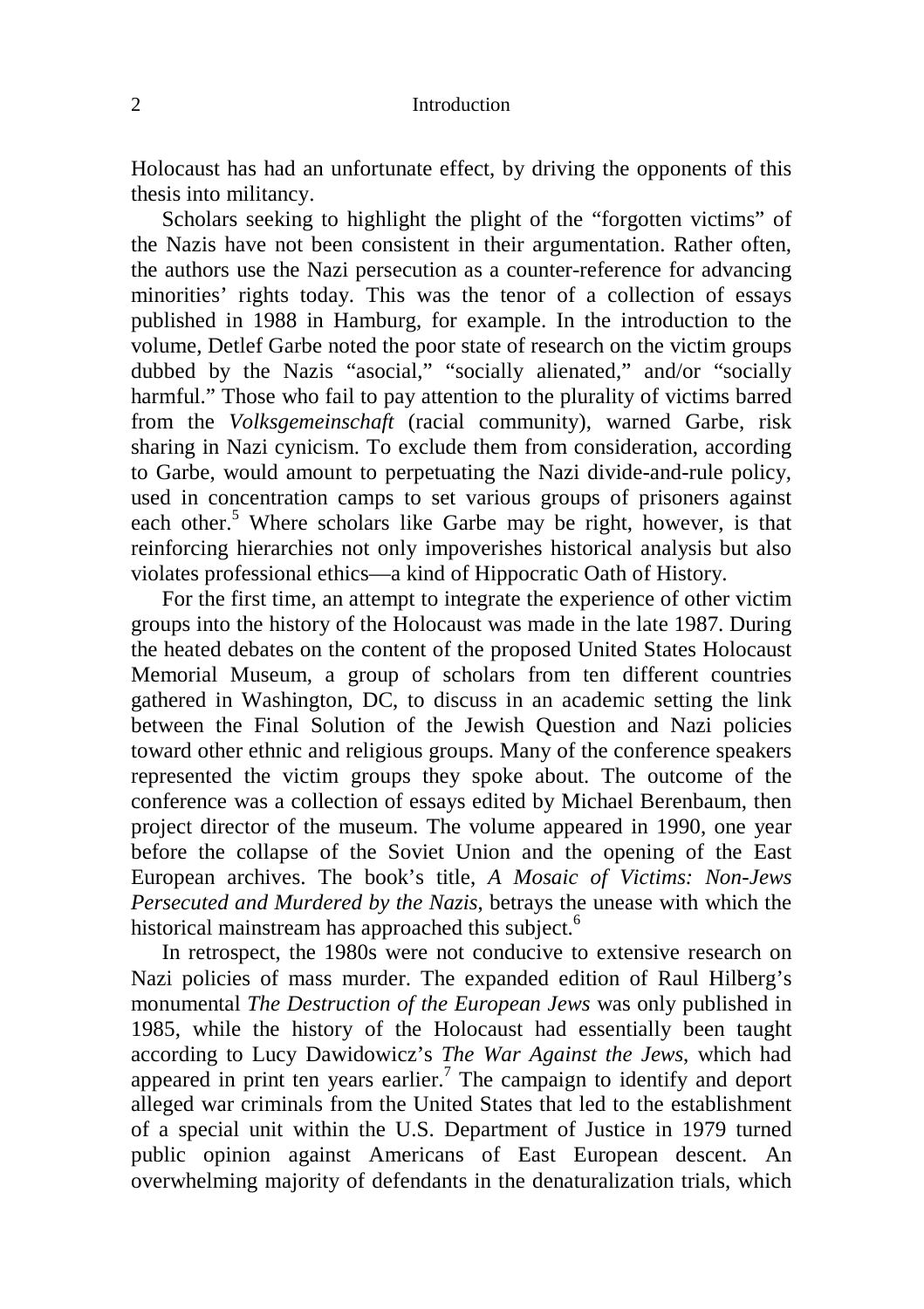Holocaust has had an unfortunate effect, by driving the opponents of this thesis into militancy.

Scholars seeking to highlight the plight of the "forgotten victims" of the Nazis have not been consistent in their argumentation. Rather often, the authors use the Nazi persecution as a counter-reference for advancing minorities' rights today. This was the tenor of a collection of essays published in 1988 in Hamburg, for example. In the introduction to the volume, Detlef Garbe noted the poor state of research on the victim groups dubbed by the Nazis "asocial," "socially alienated," and/or "socially harmful." Those who fail to pay attention to the plurality of victims barred from the *Volksgemeinschaft* (racial community), warned Garbe, risk sharing in Nazi cynicism. To exclude them from consideration, according to Garbe, would amount to perpetuating the Nazi divide-and-rule policy, used in concentration camps to set various groups of prisoners against each other.[5] Where scholars like Garbe may be right, however, is that reinforcing hierarchies not only impoverishes historical analysis but also violates professional ethics—a kind of Hippocratic Oath of History.

For the first time, an attempt to integrate the experience of other victim groups into the history of the Holocaust was made in the late 1987. During the heated debates on the content of the proposed United States Holocaust Memorial Museum, a group of scholars from ten different countries gathered in Washington, DC, to discuss in an academic setting the link between the Final Solution of the Jewish Question and Nazi policies toward other ethnic and religious groups. Many of the conference speakers represented the victim groups they spoke about. The outcome of the conference was a collection of essays edited by Michael Berenbaum, then project director of the museum. The volume appeared in 1990, one year before the collapse of the Soviet Union and the opening of the East European archives. The book's title, *A Mosaic of Victims: Non-Jews Persecuted and Murdered by the Nazis*, betrays the unease with which the historical mainstream has approached this subject.[6]

In retrospect, the 1980s were not conducive to extensive research on Nazi policies of mass murder. The expanded edition of Raul Hilberg's monumental *The Destruction of the European Jews* was only published in 1985, while the history of the Holocaust had essentially been taught according to Lucy Dawidowicz's *The War Against the Jews*, which had appeared in print ten years earlier.[7] The campaign to identify and deport alleged war criminals from the United States that led to the establishment of a special unit within the U.S. Department of Justice in 1979 turned public opinion against Americans of East European descent. An overwhelming majority of defendants in the denaturalization trials, which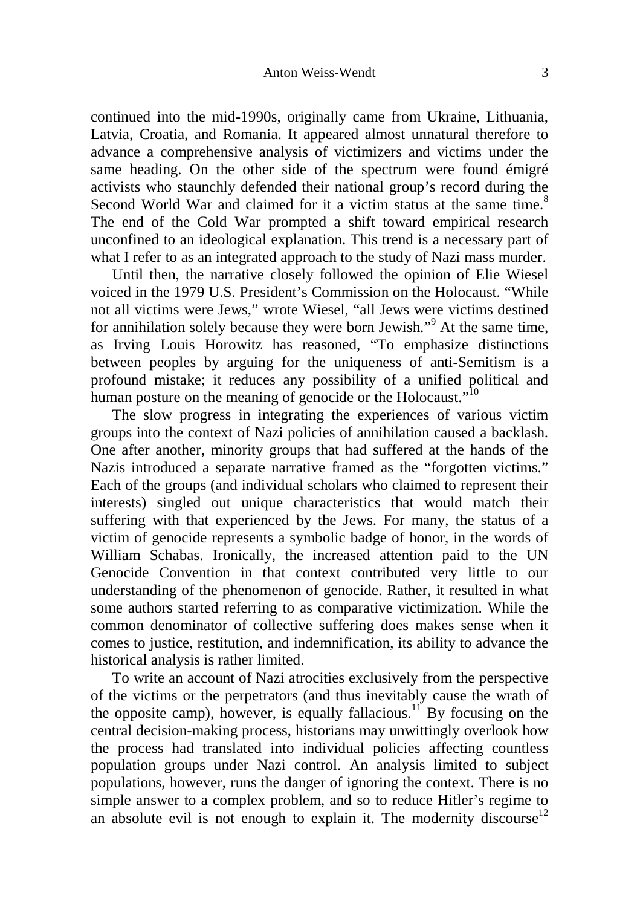continued into the mid-1990s, originally came from Ukraine, Lithuania, Latvia, Croatia, and Romania. It appeared almost unnatural therefore to advance a comprehensive analysis of victimizers and victims under the same heading. On the other side of the spectrum were found émigré activists who staunchly defended their national group's record during the Second World War and claimed for it a victim status at the same time.[8] The end of the Cold War prompted a shift toward empirical research unconfined to an ideological explanation. This trend is a necessary part of what I refer to as an integrated approach to the study of Nazi mass murder.

Until then, the narrative closely followed the opinion of Elie Wiesel voiced in the 1979 U.S. President's Commission on the Holocaust. "While not all victims were Jews," wrote Wiesel, "all Jews were victims destined for annihilation solely because they were born Jewish."[9] At the same time, as Irving Louis Horowitz has reasoned, "To emphasize distinctions between peoples by arguing for the uniqueness of anti-Semitism is a profound mistake; it reduces any possibility of a unified political and human posture on the meaning of genocide or the Holocaust."[10]

The slow progress in integrating the experiences of various victim groups into the context of Nazi policies of annihilation caused a backlash. One after another, minority groups that had suffered at the hands of the Nazis introduced a separate narrative framed as the "forgotten victims." Each of the groups (and individual scholars who claimed to represent their interests) singled out unique characteristics that would match their suffering with that experienced by the Jews. For many, the status of a victim of genocide represents a symbolic badge of honor, in the words of William Schabas. Ironically, the increased attention paid to the UN Genocide Convention in that context contributed very little to our understanding of the phenomenon of genocide. Rather, it resulted in what some authors started referring to as comparative victimization. While the common denominator of collective suffering does makes sense when it comes to justice, restitution, and indemnification, its ability to advance the historical analysis is rather limited.

To write an account of Nazi atrocities exclusively from the perspective of the victims or the perpetrators (and thus inevitably cause the wrath of the opposite camp), however, is equally fallacious.[11] By focusing on the central decision-making process, historians may unwittingly overlook how the process had translated into individual policies affecting countless population groups under Nazi control. An analysis limited to subject populations, however, runs the danger of ignoring the context. There is no simple answer to a complex problem, and so to reduce Hitler's regime to an absolute evil is not enough to explain it. The modernity discourse[12]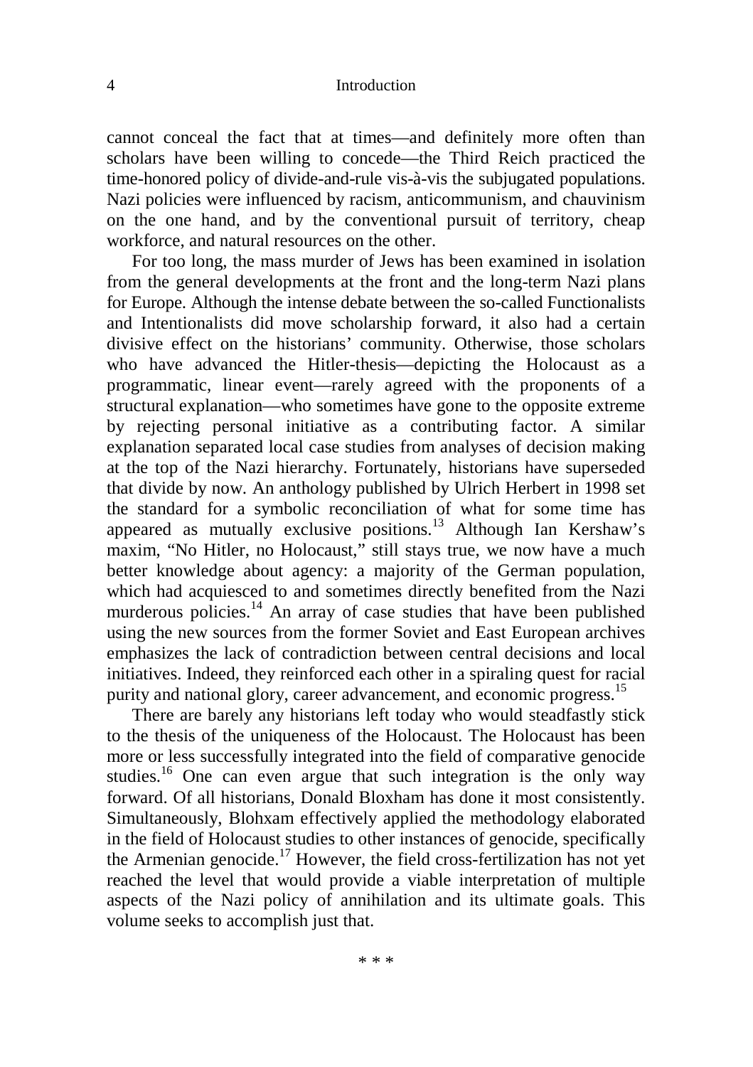cannot conceal the fact that at times—and definitely more often than scholars have been willing to concede—the Third Reich practiced the time-honored policy of divide-and-rule vis-à-vis the subjugated populations. Nazi policies were influenced by racism, anticommunism, and chauvinism on the one hand, and by the conventional pursuit of territory, cheap workforce, and natural resources on the other.

For too long, the mass murder of Jews has been examined in isolation from the general developments at the front and the long-term Nazi plans for Europe. Although the intense debate between the so-called Functionalists and Intentionalists did move scholarship forward, it also had a certain divisive effect on the historians' community. Otherwise, those scholars who have advanced the Hitler-thesis—depicting the Holocaust as a programmatic, linear event—rarely agreed with the proponents of a structural explanation—who sometimes have gone to the opposite extreme by rejecting personal initiative as a contributing factor. A similar explanation separated local case studies from analyses of decision making at the top of the Nazi hierarchy. Fortunately, historians have superseded that divide by now. An anthology published by Ulrich Herbert in 1998 set the standard for a symbolic reconciliation of what for some time has appeared as mutually exclusive positions.[13] Although Ian Kershaw's maxim, "No Hitler, no Holocaust," still stays true, we now have a much better knowledge about agency: a majority of the German population, which had acquiesced to and sometimes directly benefited from the Nazi murderous policies.[14] An array of case studies that have been published using the new sources from the former Soviet and East European archives emphasizes the lack of contradiction between central decisions and local initiatives. Indeed, they reinforced each other in a spiraling quest for racial purity and national glory, career advancement, and economic progress.[15]

There are barely any historians left today who would steadfastly stick to the thesis of the uniqueness of the Holocaust. The Holocaust has been more or less successfully integrated into the field of comparative genocide studies.[16] One can even argue that such integration is the only way forward. Of all historians, Donald Bloxham has done it most consistently. Simultaneously, Blohxam effectively applied the methodology elaborated in the field of Holocaust studies to other instances of genocide, specifically the Armenian genocide.[17] However, the field cross-fertilization has not yet reached the level that would provide a viable interpretation of multiple aspects of the Nazi policy of annihilation and its ultimate goals. This volume seeks to accomplish just that.

\* \* \*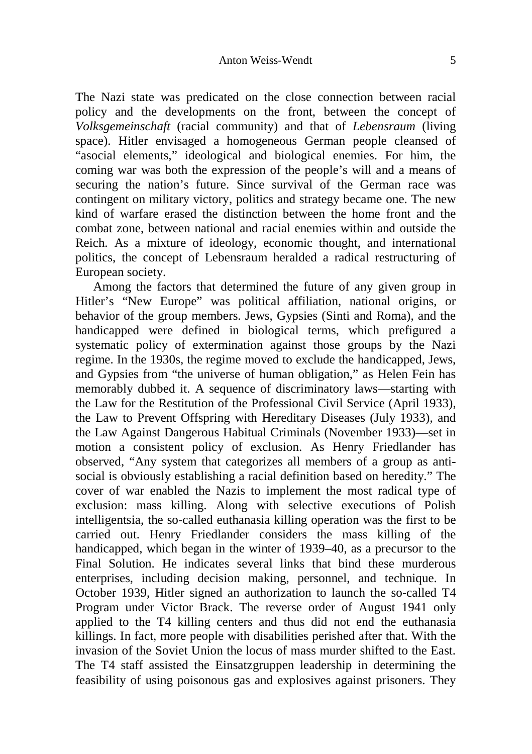The Nazi state was predicated on the close connection between racial policy and the developments on the front, between the concept of *Volksgemeinschaft* (racial community) and that of *Lebensraum* (living space). Hitler envisaged a homogeneous German people cleansed of "asocial elements," ideological and biological enemies. For him, the coming war was both the expression of the people's will and a means of securing the nation's future. Since survival of the German race was contingent on military victory, politics and strategy became one. The new kind of warfare erased the distinction between the home front and the combat zone, between national and racial enemies within and outside the Reich. As a mixture of ideology, economic thought, and international politics, the concept of Lebensraum heralded a radical restructuring of European society.

Among the factors that determined the future of any given group in Hitler's "New Europe" was political affiliation, national origins, or behavior of the group members. Jews, Gypsies (Sinti and Roma), and the handicapped were defined in biological terms, which prefigured a systematic policy of extermination against those groups by the Nazi regime. In the 1930s, the regime moved to exclude the handicapped, Jews, and Gypsies from "the universe of human obligation," as Helen Fein has memorably dubbed it. A sequence of discriminatory laws—starting with the Law for the Restitution of the Professional Civil Service (April 1933), the Law to Prevent Offspring with Hereditary Diseases (July 1933), and the Law Against Dangerous Habitual Criminals (November 1933)—set in motion a consistent policy of exclusion. As Henry Friedlander has observed, "Any system that categorizes all members of a group as anti-social is obviously establishing a racial definition based on heredity." The cover of war enabled the Nazis to implement the most radical type of exclusion: mass killing. Along with selective executions of Polish intelligentsia, the so-called euthanasia killing operation was the first to be carried out. Henry Friedlander considers the mass killing of the handicapped, which began in the winter of 1939–40, as a precursor to the Final Solution. He indicates several links that bind these murderous enterprises, including decision making, personnel, and technique. In October 1939, Hitler signed an authorization to launch the so-called T4 Program under Victor Brack. The reverse order of August 1941 only applied to the T4 killing centers and thus did not end the euthanasia killings. In fact, more people with disabilities perished after that. With the invasion of the Soviet Union the locus of mass murder shifted to the East. The T4 staff assisted the Einsatzgruppen leadership in determining the feasibility of using poisonous gas and explosives against prisoners. They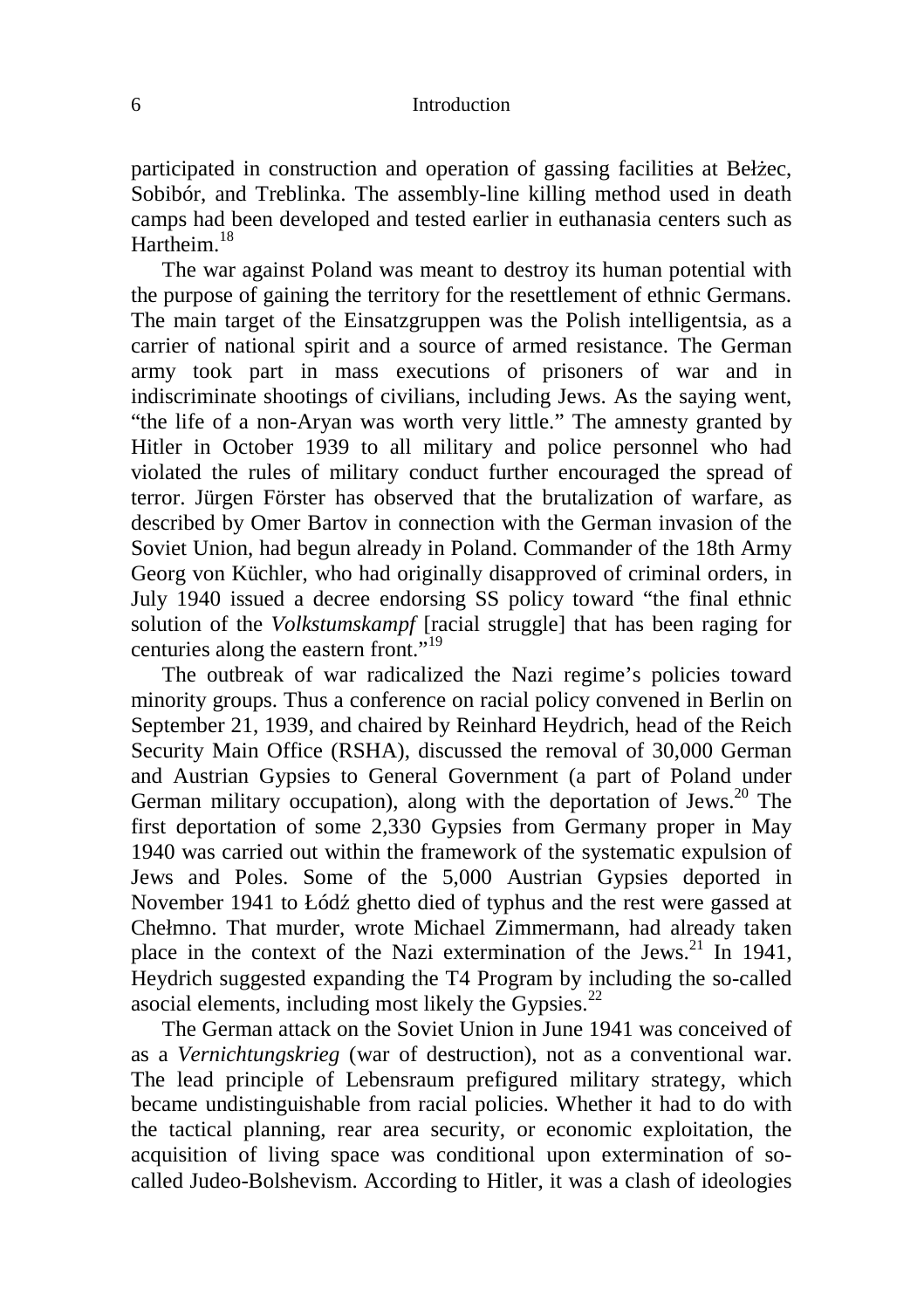participated in construction and operation of gassing facilities at Bełżec, Sobibór, and Treblinka. The assembly-line killing method used in death camps had been developed and tested earlier in euthanasia centers such as Hartheim.[18]

The war against Poland was meant to destroy its human potential with the purpose of gaining the territory for the resettlement of ethnic Germans. The main target of the Einsatzgruppen was the Polish intelligentsia, as a carrier of national spirit and a source of armed resistance. The German army took part in mass executions of prisoners of war and in indiscriminate shootings of civilians, including Jews. As the saying went, "the life of a non-Aryan was worth very little." The amnesty granted by Hitler in October 1939 to all military and police personnel who had violated the rules of military conduct further encouraged the spread of terror. Jürgen Förster has observed that the brutalization of warfare, as described by Omer Bartov in connection with the German invasion of the Soviet Union, had begun already in Poland. Commander of the 18th Army Georg von Küchler, who had originally disapproved of criminal orders, in July 1940 issued a decree endorsing SS policy toward "the final ethnic solution of the *Volkstumskampf* [racial struggle] that has been raging for centuries along the eastern front."[19]

The outbreak of war radicalized the Nazi regime's policies toward minority groups. Thus a conference on racial policy convened in Berlin on September 21, 1939, and chaired by Reinhard Heydrich, head of the Reich Security Main Office (RSHA), discussed the removal of 30,000 German and Austrian Gypsies to General Government (a part of Poland under German military occupation), along with the deportation of Jews.[20] The first deportation of some 2,330 Gypsies from Germany proper in May 1940 was carried out within the framework of the systematic expulsion of Jews and Poles. Some of the 5,000 Austrian Gypsies deported in November 1941 to Łódź ghetto died of typhus and the rest were gassed at Chełmno. That murder, wrote Michael Zimmermann, had already taken place in the context of the Nazi extermination of the Jews.[21] In 1941, Heydrich suggested expanding the T4 Program by including the so-called asocial elements, including most likely the Gypsies.[22]

The German attack on the Soviet Union in June 1941 was conceived of as a *Vernichtungskrieg* (war of destruction), not as a conventional war. The lead principle of Lebensraum prefigured military strategy, which became undistinguishable from racial policies. Whether it had to do with the tactical planning, rear area security, or economic exploitation, the acquisition of living space was conditional upon extermination of so-called Judeo-Bolshevism. According to Hitler, it was a clash of ideologies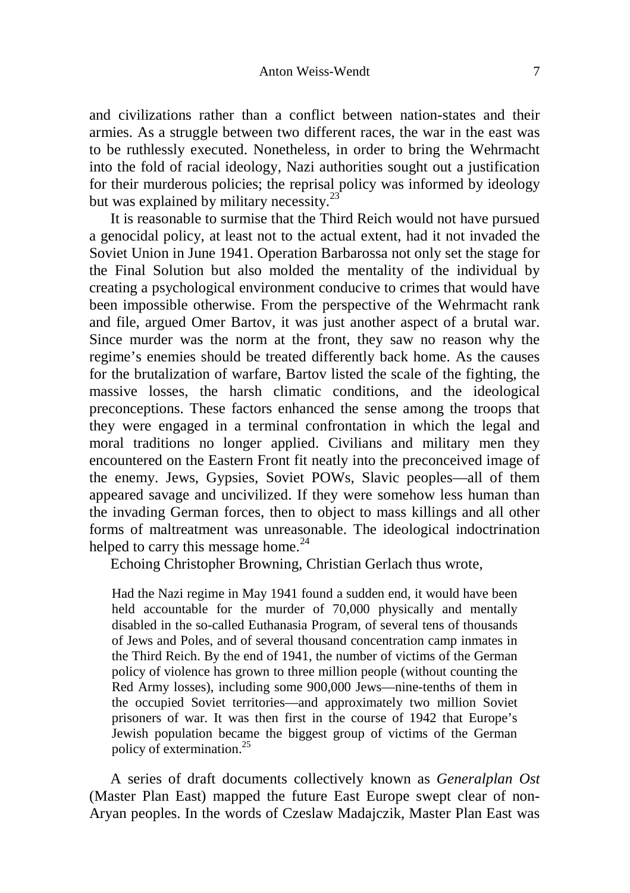and civilizations rather than a conflict between nation-states and their armies. As a struggle between two different races, the war in the east was to be ruthlessly executed. Nonetheless, in order to bring the Wehrmacht into the fold of racial ideology, Nazi authorities sought out a justification for their murderous policies; the reprisal policy was informed by ideology but was explained by military necessity.[23]

It is reasonable to surmise that the Third Reich would not have pursued a genocidal policy, at least not to the actual extent, had it not invaded the Soviet Union in June 1941. Operation Barbarossa not only set the stage for the Final Solution but also molded the mentality of the individual by creating a psychological environment conducive to crimes that would have been impossible otherwise. From the perspective of the Wehrmacht rank and file, argued Omer Bartov, it was just another aspect of a brutal war. Since murder was the norm at the front, they saw no reason why the regime's enemies should be treated differently back home. As the causes for the brutalization of warfare, Bartov listed the scale of the fighting, the massive losses, the harsh climatic conditions, and the ideological preconceptions. These factors enhanced the sense among the troops that they were engaged in a terminal confrontation in which the legal and moral traditions no longer applied. Civilians and military men they encountered on the Eastern Front fit neatly into the preconceived image of the enemy. Jews, Gypsies, Soviet POWs, Slavic peoples—all of them appeared savage and uncivilized. If they were somehow less human than the invading German forces, then to object to mass killings and all other forms of maltreatment was unreasonable. The ideological indoctrination helped to carry this message home.[24]

Echoing Christopher Browning, Christian Gerlach thus wrote,

> Had the Nazi regime in May 1941 found a sudden end, it would have been held accountable for the murder of 70,000 physically and mentally disabled in the so-called Euthanasia Program, of several tens of thousands of Jews and Poles, and of several thousand concentration camp inmates in the Third Reich. By the end of 1941, the number of victims of the German policy of violence has grown to three million people (without counting the Red Army losses), including some 900,000 Jews—nine-tenths of them in the occupied Soviet territories—and approximately two million Soviet prisoners of war. It was then first in the course of 1942 that Europe's Jewish population became the biggest group of victims of the German policy of extermination.[25]

A series of draft documents collectively known as *Generalplan Ost* (Master Plan East) mapped the future East Europe swept clear of non-Aryan peoples. In the words of Czeslaw Madajczik, Master Plan East was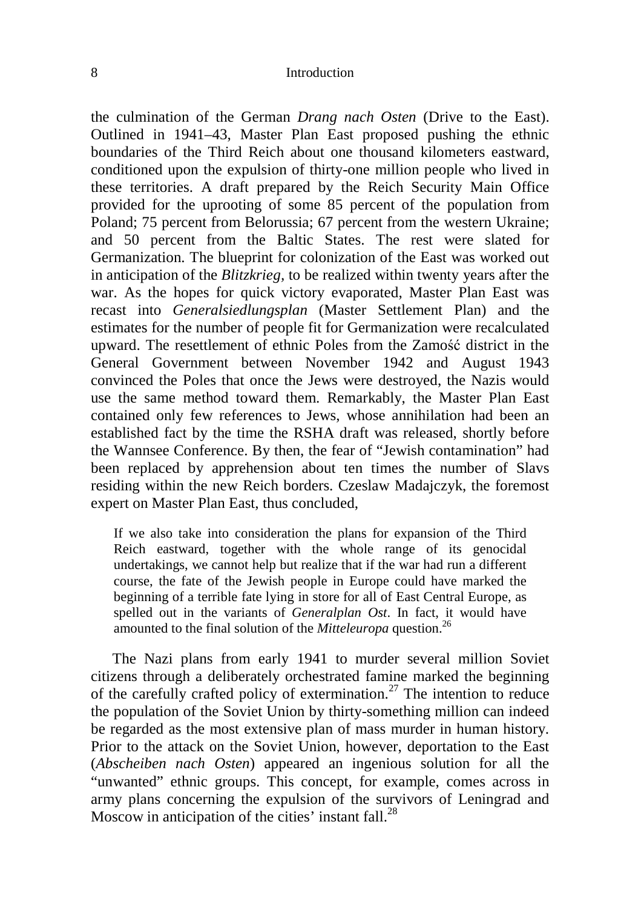the culmination of the German *Drang nach Osten* (Drive to the East). Outlined in 1941–43, Master Plan East proposed pushing the ethnic boundaries of the Third Reich about one thousand kilometers eastward, conditioned upon the expulsion of thirty-one million people who lived in these territories. A draft prepared by the Reich Security Main Office provided for the uprooting of some 85 percent of the population from Poland; 75 percent from Belorussia; 67 percent from the western Ukraine; and 50 percent from the Baltic States. The rest were slated for Germanization. The blueprint for colonization of the East was worked out in anticipation of the *Blitzkrieg*, to be realized within twenty years after the war. As the hopes for quick victory evaporated, Master Plan East was recast into *Generalsiedlungsplan* (Master Settlement Plan) and the estimates for the number of people fit for Germanization were recalculated upward. The resettlement of ethnic Poles from the Zamość district in the General Government between November 1942 and August 1943 convinced the Poles that once the Jews were destroyed, the Nazis would use the same method toward them. Remarkably, the Master Plan East contained only few references to Jews, whose annihilation had been an established fact by the time the RSHA draft was released, shortly before the Wannsee Conference. By then, the fear of "Jewish contamination" had been replaced by apprehension about ten times the number of Slavs residing within the new Reich borders. Czeslaw Madajczyk, the foremost expert on Master Plan East, thus concluded,

> If we also take into consideration the plans for expansion of the Third Reich eastward, together with the whole range of its genocidal undertakings, we cannot help but realize that if the war had run a different course, the fate of the Jewish people in Europe could have marked the beginning of a terrible fate lying in store for all of East Central Europe, as spelled out in the variants of *Generalplan Ost*. In fact, it would have amounted to the final solution of the *Mitteleuropa* question.[26]

The Nazi plans from early 1941 to murder several million Soviet citizens through a deliberately orchestrated famine marked the beginning of the carefully crafted policy of extermination.[27] The intention to reduce the population of the Soviet Union by thirty-something million can indeed be regarded as the most extensive plan of mass murder in human history. Prior to the attack on the Soviet Union, however, deportation to the East (*Abscheiben nach Osten*) appeared an ingenious solution for all the "unwanted" ethnic groups. This concept, for example, comes across in army plans concerning the expulsion of the survivors of Leningrad and Moscow in anticipation of the cities' instant fall.[28]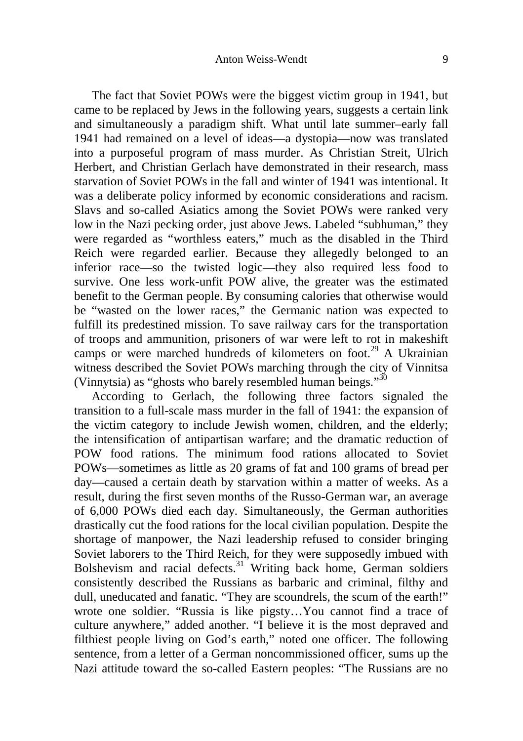The fact that Soviet POWs were the biggest victim group in 1941, but came to be replaced by Jews in the following years, suggests a certain link and simultaneously a paradigm shift. What until late summer–early fall 1941 had remained on a level of ideas—a dystopia—now was translated into a purposeful program of mass murder. As Christian Streit, Ulrich Herbert, and Christian Gerlach have demonstrated in their research, mass starvation of Soviet POWs in the fall and winter of 1941 was intentional. It was a deliberate policy informed by economic considerations and racism. Slavs and so-called Asiatics among the Soviet POWs were ranked very low in the Nazi pecking order, just above Jews. Labeled "subhuman," they were regarded as "worthless eaters," much as the disabled in the Third Reich were regarded earlier. Because they allegedly belonged to an inferior race—so the twisted logic—they also required less food to survive. One less work-unfit POW alive, the greater was the estimated benefit to the German people. By consuming calories that otherwise would be "wasted on the lower races," the Germanic nation was expected to fulfill its predestined mission. To save railway cars for the transportation of troops and ammunition, prisoners of war were left to rot in makeshift camps or were marched hundreds of kilometers on foot.[29] A Ukrainian witness described the Soviet POWs marching through the city of Vinnitsa (Vinnytsia) as "ghosts who barely resembled human beings."[30]

According to Gerlach, the following three factors signaled the transition to a full-scale mass murder in the fall of 1941: the expansion of the victim category to include Jewish women, children, and the elderly; the intensification of antipartisan warfare; and the dramatic reduction of POW food rations. The minimum food rations allocated to Soviet POWs—sometimes as little as 20 grams of fat and 100 grams of bread per day—caused a certain death by starvation within a matter of weeks. As a result, during the first seven months of the Russo-German war, an average of 6,000 POWs died each day. Simultaneously, the German authorities drastically cut the food rations for the local civilian population. Despite the shortage of manpower, the Nazi leadership refused to consider bringing Soviet laborers to the Third Reich, for they were supposedly imbued with Bolshevism and racial defects.[31] Writing back home, German soldiers consistently described the Russians as barbaric and criminal, filthy and dull, uneducated and fanatic. "They are scoundrels, the scum of the earth!" wrote one soldier. "Russia is like pigsty…You cannot find a trace of culture anywhere," added another. "I believe it is the most depraved and filthiest people living on God's earth," noted one officer. The following sentence, from a letter of a German noncommissioned officer, sums up the Nazi attitude toward the so-called Eastern peoples: "The Russians are no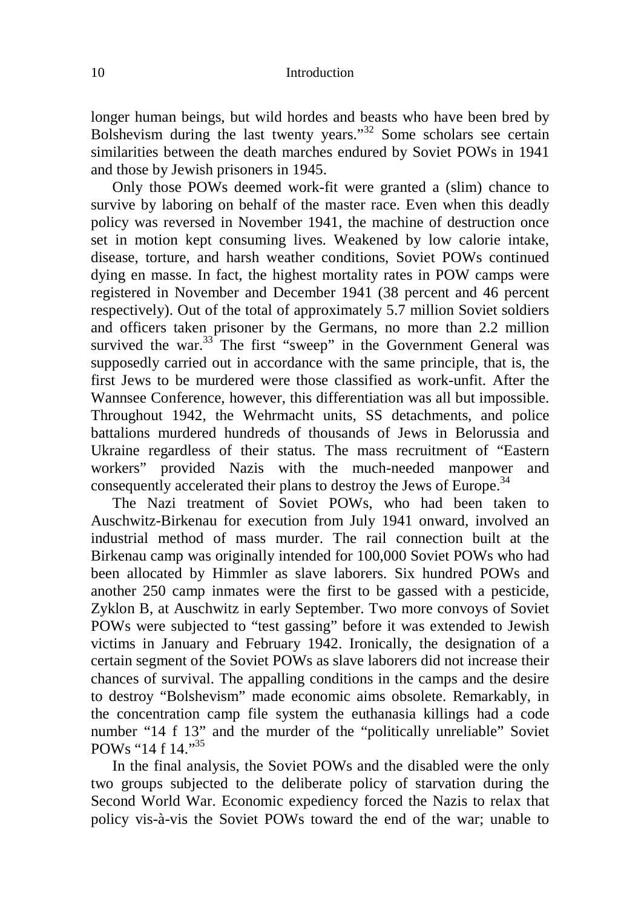longer human beings, but wild hordes and beasts who have been bred by Bolshevism during the last twenty years."[32] Some scholars see certain similarities between the death marches endured by Soviet POWs in 1941 and those by Jewish prisoners in 1945.

Only those POWs deemed work-fit were granted a (slim) chance to survive by laboring on behalf of the master race. Even when this deadly policy was reversed in November 1941, the machine of destruction once set in motion kept consuming lives. Weakened by low calorie intake, disease, torture, and harsh weather conditions, Soviet POWs continued dying en masse. In fact, the highest mortality rates in POW camps were registered in November and December 1941 (38 percent and 46 percent respectively). Out of the total of approximately 5.7 million Soviet soldiers and officers taken prisoner by the Germans, no more than 2.2 million survived the war.[33] The first "sweep" in the Government General was supposedly carried out in accordance with the same principle, that is, the first Jews to be murdered were those classified as work-unfit. After the Wannsee Conference, however, this differentiation was all but impossible. Throughout 1942, the Wehrmacht units, SS detachments, and police battalions murdered hundreds of thousands of Jews in Belorussia and Ukraine regardless of their status. The mass recruitment of "Eastern workers" provided Nazis with the much-needed manpower and consequently accelerated their plans to destroy the Jews of Europe.[34]

The Nazi treatment of Soviet POWs, who had been taken to Auschwitz-Birkenau for execution from July 1941 onward, involved an industrial method of mass murder. The rail connection built at the Birkenau camp was originally intended for 100,000 Soviet POWs who had been allocated by Himmler as slave laborers. Six hundred POWs and another 250 camp inmates were the first to be gassed with a pesticide, Zyklon B, at Auschwitz in early September. Two more convoys of Soviet POWs were subjected to "test gassing" before it was extended to Jewish victims in January and February 1942. Ironically, the designation of a certain segment of the Soviet POWs as slave laborers did not increase their chances of survival. The appalling conditions in the camps and the desire to destroy "Bolshevism" made economic aims obsolete. Remarkably, in the concentration camp file system the euthanasia killings had a code number "14 f 13" and the murder of the "politically unreliable" Soviet POWs "14 f 14."[35]

In the final analysis, the Soviet POWs and the disabled were the only two groups subjected to the deliberate policy of starvation during the Second World War. Economic expediency forced the Nazis to relax that policy vis-à-vis the Soviet POWs toward the end of the war; unable to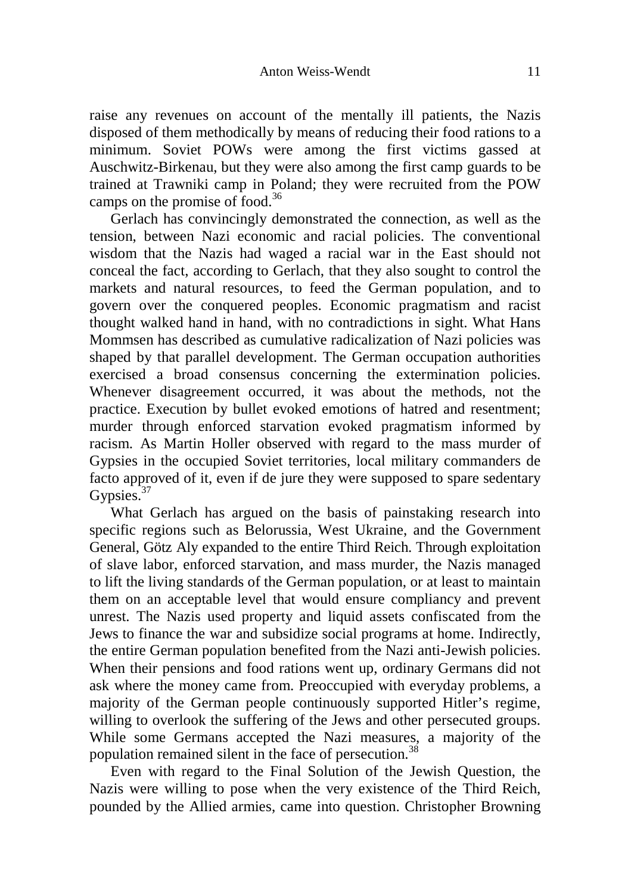raise any revenues on account of the mentally ill patients, the Nazis disposed of them methodically by means of reducing their food rations to a minimum. Soviet POWs were among the first victims gassed at Auschwitz-Birkenau, but they were also among the first camp guards to be trained at Trawniki camp in Poland; they were recruited from the POW camps on the promise of food.[36]

Gerlach has convincingly demonstrated the connection, as well as the tension, between Nazi economic and racial policies. The conventional wisdom that the Nazis had waged a racial war in the East should not conceal the fact, according to Gerlach, that they also sought to control the markets and natural resources, to feed the German population, and to govern over the conquered peoples. Economic pragmatism and racist thought walked hand in hand, with no contradictions in sight. What Hans Mommsen has described as cumulative radicalization of Nazi policies was shaped by that parallel development. The German occupation authorities exercised a broad consensus concerning the extermination policies. Whenever disagreement occurred, it was about the methods, not the practice. Execution by bullet evoked emotions of hatred and resentment; murder through enforced starvation evoked pragmatism informed by racism. As Martin Holler observed with regard to the mass murder of Gypsies in the occupied Soviet territories, local military commanders de facto approved of it, even if de jure they were supposed to spare sedentary Gypsies.[37]

What Gerlach has argued on the basis of painstaking research into specific regions such as Belorussia, West Ukraine, and the Government General, Götz Aly expanded to the entire Third Reich. Through exploitation of slave labor, enforced starvation, and mass murder, the Nazis managed to lift the living standards of the German population, or at least to maintain them on an acceptable level that would ensure compliancy and prevent unrest. The Nazis used property and liquid assets confiscated from the Jews to finance the war and subsidize social programs at home. Indirectly, the entire German population benefited from the Nazi anti-Jewish policies. When their pensions and food rations went up, ordinary Germans did not ask where the money came from. Preoccupied with everyday problems, a majority of the German people continuously supported Hitler's regime, willing to overlook the suffering of the Jews and other persecuted groups. While some Germans accepted the Nazi measures, a majority of the population remained silent in the face of persecution.[38]

Even with regard to the Final Solution of the Jewish Question, the Nazis were willing to pose when the very existence of the Third Reich, pounded by the Allied armies, came into question. Christopher Browning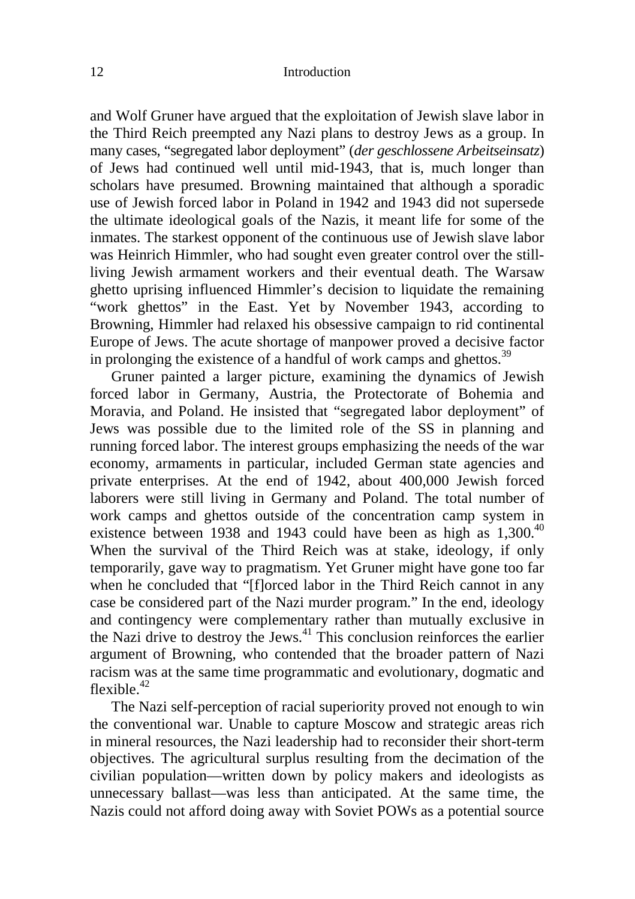and Wolf Gruner have argued that the exploitation of Jewish slave labor in the Third Reich preempted any Nazi plans to destroy Jews as a group. In many cases, "segregated labor deployment" (*der geschlossene Arbeitseinsatz*) of Jews had continued well until mid-1943, that is, much longer than scholars have presumed. Browning maintained that although a sporadic use of Jewish forced labor in Poland in 1942 and 1943 did not supersede the ultimate ideological goals of the Nazis, it meant life for some of the inmates. The starkest opponent of the continuous use of Jewish slave labor was Heinrich Himmler, who had sought even greater control over the still-living Jewish armament workers and their eventual death. The Warsaw ghetto uprising influenced Himmler's decision to liquidate the remaining "work ghettos" in the East. Yet by November 1943, according to Browning, Himmler had relaxed his obsessive campaign to rid continental Europe of Jews. The acute shortage of manpower proved a decisive factor in prolonging the existence of a handful of work camps and ghettos.[39]

Gruner painted a larger picture, examining the dynamics of Jewish forced labor in Germany, Austria, the Protectorate of Bohemia and Moravia, and Poland. He insisted that "segregated labor deployment" of Jews was possible due to the limited role of the SS in planning and running forced labor. The interest groups emphasizing the needs of the war economy, armaments in particular, included German state agencies and private enterprises. At the end of 1942, about 400,000 Jewish forced laborers were still living in Germany and Poland. The total number of work camps and ghettos outside of the concentration camp system in existence between 1938 and 1943 could have been as high as 1,300.[40] When the survival of the Third Reich was at stake, ideology, if only temporarily, gave way to pragmatism. Yet Gruner might have gone too far when he concluded that "[f]orced labor in the Third Reich cannot in any case be considered part of the Nazi murder program." In the end, ideology and contingency were complementary rather than mutually exclusive in the Nazi drive to destroy the Jews.[41] This conclusion reinforces the earlier argument of Browning, who contended that the broader pattern of Nazi racism was at the same time programmatic and evolutionary, dogmatic and flexible.[42]

The Nazi self-perception of racial superiority proved not enough to win the conventional war. Unable to capture Moscow and strategic areas rich in mineral resources, the Nazi leadership had to reconsider their short-term objectives. The agricultural surplus resulting from the decimation of the civilian population—written down by policy makers and ideologists as unnecessary ballast—was less than anticipated. At the same time, the Nazis could not afford doing away with Soviet POWs as a potential source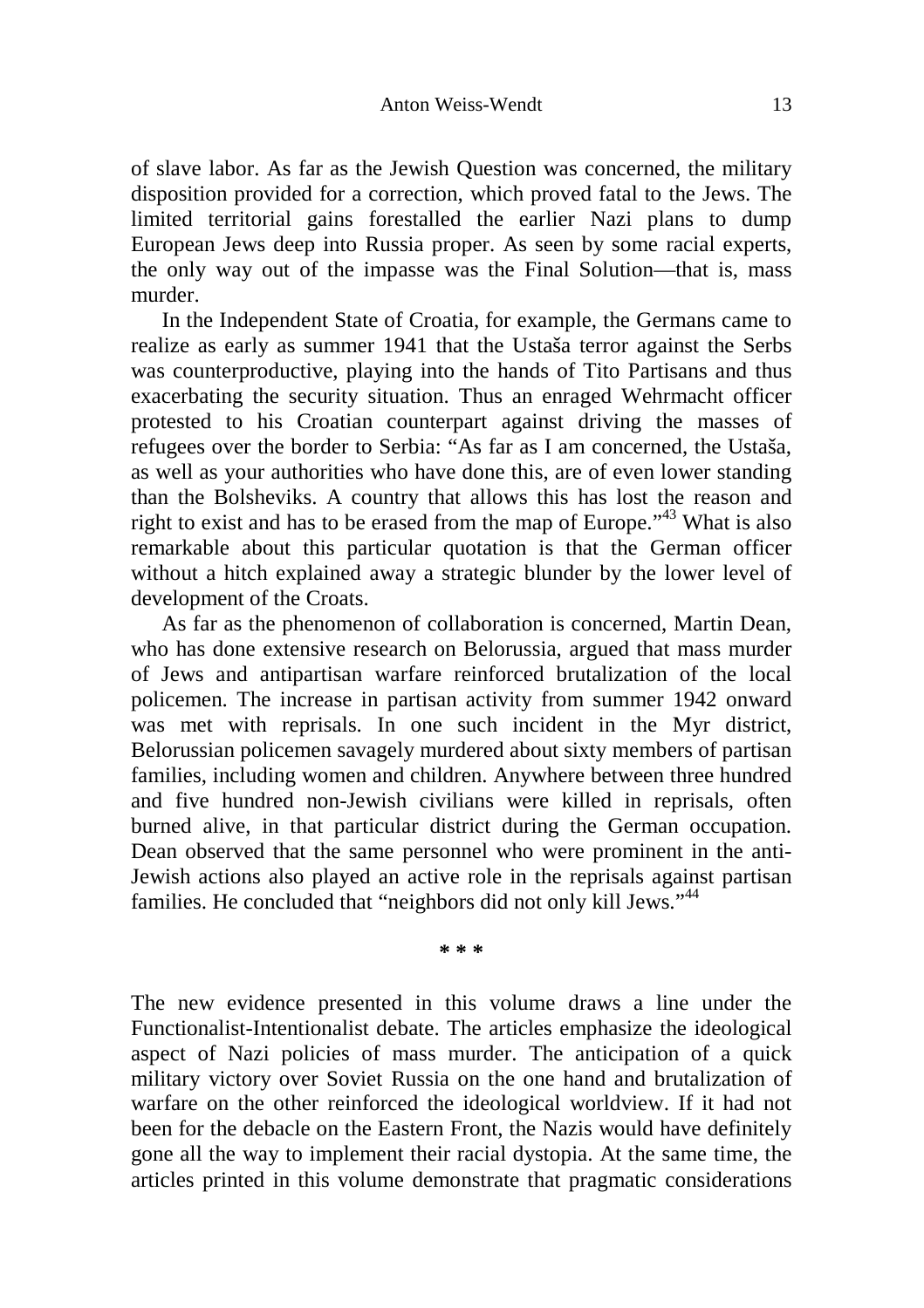of slave labor. As far as the Jewish Question was concerned, the military disposition provided for a correction, which proved fatal to the Jews. The limited territorial gains forestalled the earlier Nazi plans to dump European Jews deep into Russia proper. As seen by some racial experts, the only way out of the impasse was the Final Solution—that is, mass murder.

In the Independent State of Croatia, for example, the Germans came to realize as early as summer 1941 that the Ustaša terror against the Serbs was counterproductive, playing into the hands of Tito Partisans and thus exacerbating the security situation. Thus an enraged Wehrmacht officer protested to his Croatian counterpart against driving the masses of refugees over the border to Serbia: "As far as I am concerned, the Ustaša, as well as your authorities who have done this, are of even lower standing than the Bolsheviks. A country that allows this has lost the reason and right to exist and has to be erased from the map of Europe."[43] What is also remarkable about this particular quotation is that the German officer without a hitch explained away a strategic blunder by the lower level of development of the Croats.

As far as the phenomenon of collaboration is concerned, Martin Dean, who has done extensive research on Belorussia, argued that mass murder of Jews and antipartisan warfare reinforced brutalization of the local policemen. The increase in partisan activity from summer 1942 onward was met with reprisals. In one such incident in the Myr district, Belorussian policemen savagely murdered about sixty members of partisan families, including women and children. Anywhere between three hundred and five hundred non-Jewish civilians were killed in reprisals, often burned alive, in that particular district during the German occupation. Dean observed that the same personnel who were prominent in the anti-Jewish actions also played an active role in the reprisals against partisan families. He concluded that "neighbors did not only kill Jews."[44]

\* \* \*

The new evidence presented in this volume draws a line under the Functionalist-Intentionalist debate. The articles emphasize the ideological aspect of Nazi policies of mass murder. The anticipation of a quick military victory over Soviet Russia on the one hand and brutalization of warfare on the other reinforced the ideological worldview. If it had not been for the debacle on the Eastern Front, the Nazis would have definitely gone all the way to implement their racial dystopia. At the same time, the articles printed in this volume demonstrate that pragmatic considerations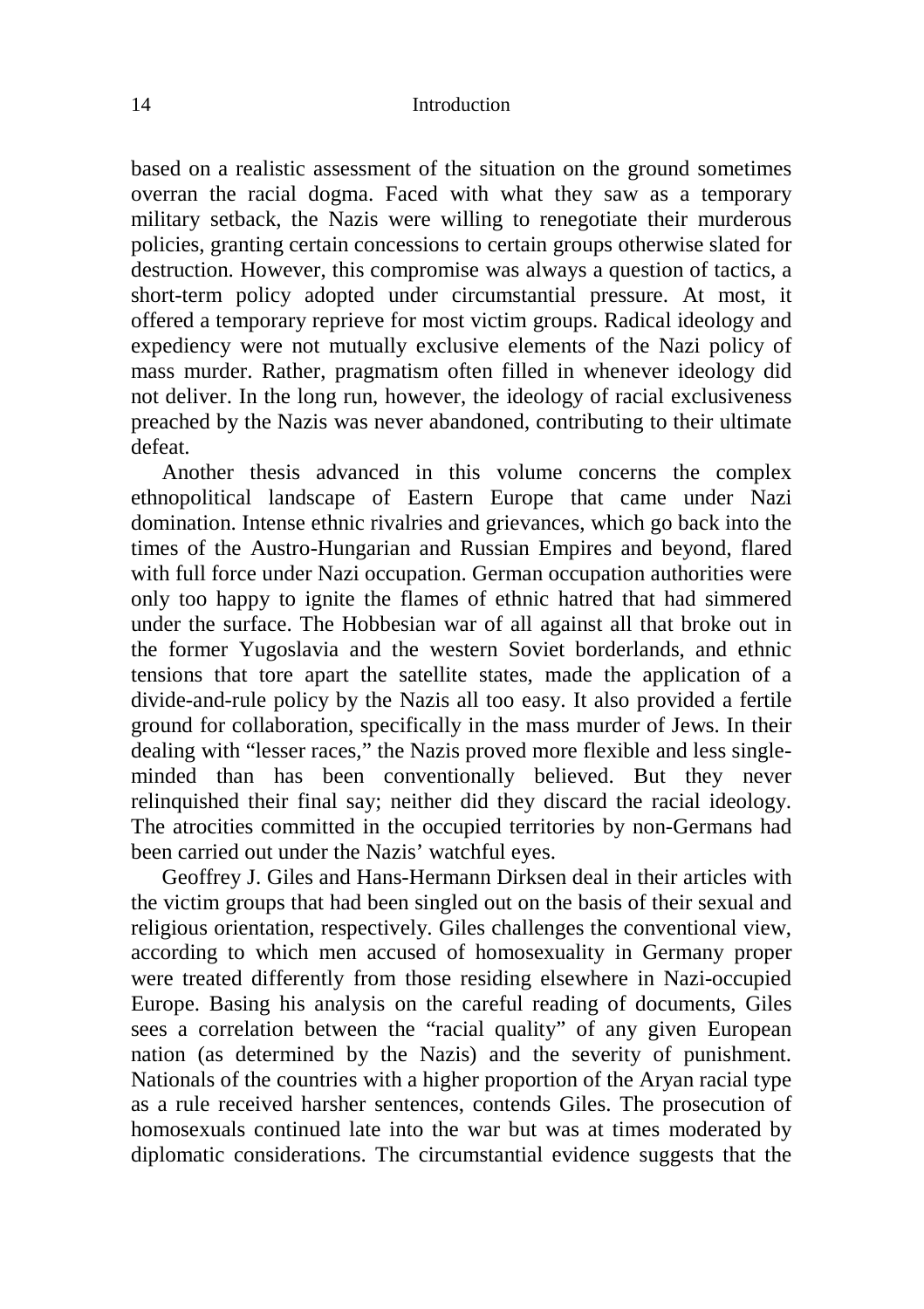based on a realistic assessment of the situation on the ground sometimes overran the racial dogma. Faced with what they saw as a temporary military setback, the Nazis were willing to renegotiate their murderous policies, granting certain concessions to certain groups otherwise slated for destruction. However, this compromise was always a question of tactics, a short-term policy adopted under circumstantial pressure. At most, it offered a temporary reprieve for most victim groups. Radical ideology and expediency were not mutually exclusive elements of the Nazi policy of mass murder. Rather, pragmatism often filled in whenever ideology did not deliver. In the long run, however, the ideology of racial exclusiveness preached by the Nazis was never abandoned, contributing to their ultimate defeat.

Another thesis advanced in this volume concerns the complex ethnopolitical landscape of Eastern Europe that came under Nazi domination. Intense ethnic rivalries and grievances, which go back into the times of the Austro-Hungarian and Russian Empires and beyond, flared with full force under Nazi occupation. German occupation authorities were only too happy to ignite the flames of ethnic hatred that had simmered under the surface. The Hobbesian war of all against all that broke out in the former Yugoslavia and the western Soviet borderlands, and ethnic tensions that tore apart the satellite states, made the application of a divide-and-rule policy by the Nazis all too easy. It also provided a fertile ground for collaboration, specifically in the mass murder of Jews. In their dealing with "lesser races," the Nazis proved more flexible and less single-minded than has been conventionally believed. But they never relinquished their final say; neither did they discard the racial ideology. The atrocities committed in the occupied territories by non-Germans had been carried out under the Nazis' watchful eyes.

Geoffrey J. Giles and Hans-Hermann Dirksen deal in their articles with the victim groups that had been singled out on the basis of their sexual and religious orientation, respectively. Giles challenges the conventional view, according to which men accused of homosexuality in Germany proper were treated differently from those residing elsewhere in Nazi-occupied Europe. Basing his analysis on the careful reading of documents, Giles sees a correlation between the "racial quality" of any given European nation (as determined by the Nazis) and the severity of punishment. Nationals of the countries with a higher proportion of the Aryan racial type as a rule received harsher sentences, contends Giles. The prosecution of homosexuals continued late into the war but was at times moderated by diplomatic considerations. The circumstantial evidence suggests that the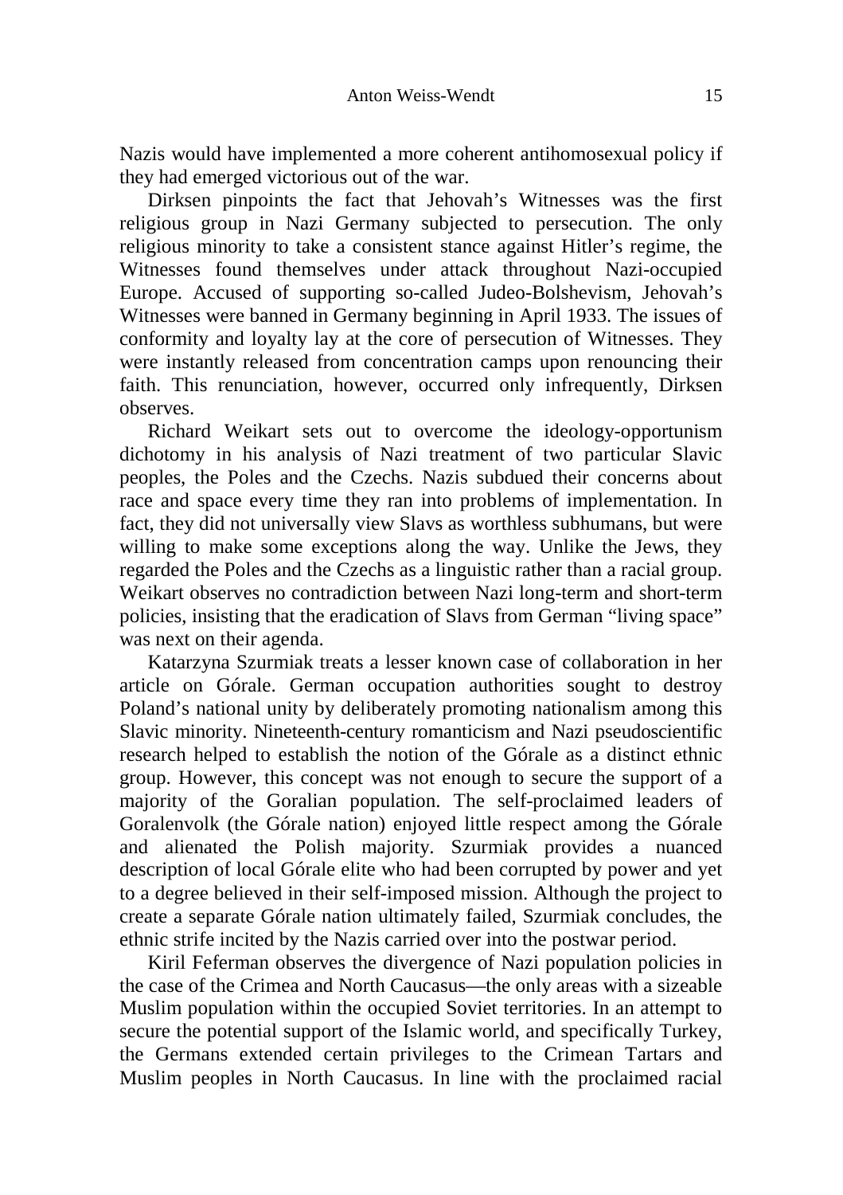Nazis would have implemented a more coherent antihomosexual policy if they had emerged victorious out of the war.

Dirksen pinpoints the fact that Jehovah's Witnesses was the first religious group in Nazi Germany subjected to persecution. The only religious minority to take a consistent stance against Hitler's regime, the Witnesses found themselves under attack throughout Nazi-occupied Europe. Accused of supporting so-called Judeo-Bolshevism, Jehovah's Witnesses were banned in Germany beginning in April 1933. The issues of conformity and loyalty lay at the core of persecution of Witnesses. They were instantly released from concentration camps upon renouncing their faith. This renunciation, however, occurred only infrequently, Dirksen observes.

Richard Weikart sets out to overcome the ideology-opportunism dichotomy in his analysis of Nazi treatment of two particular Slavic peoples, the Poles and the Czechs. Nazis subdued their concerns about race and space every time they ran into problems of implementation. In fact, they did not universally view Slavs as worthless subhumans, but were willing to make some exceptions along the way. Unlike the Jews, they regarded the Poles and the Czechs as a linguistic rather than a racial group. Weikart observes no contradiction between Nazi long-term and short-term policies, insisting that the eradication of Slavs from German "living space" was next on their agenda.

Katarzyna Szurmiak treats a lesser known case of collaboration in her article on Górale. German occupation authorities sought to destroy Poland's national unity by deliberately promoting nationalism among this Slavic minority. Nineteenth-century romanticism and Nazi pseudoscientific research helped to establish the notion of the Górale as a distinct ethnic group. However, this concept was not enough to secure the support of a majority of the Goralian population. The self-proclaimed leaders of Goralenvolk (the Górale nation) enjoyed little respect among the Górale and alienated the Polish majority. Szurmiak provides a nuanced description of local Górale elite who had been corrupted by power and yet to a degree believed in their self-imposed mission. Although the project to create a separate Górale nation ultimately failed, Szurmiak concludes, the ethnic strife incited by the Nazis carried over into the postwar period.

Kiril Feferman observes the divergence of Nazi population policies in the case of the Crimea and North Caucasus—the only areas with a sizeable Muslim population within the occupied Soviet territories. In an attempt to secure the potential support of the Islamic world, and specifically Turkey, the Germans extended certain privileges to the Crimean Tartars and Muslim peoples in North Caucasus. In line with the proclaimed racial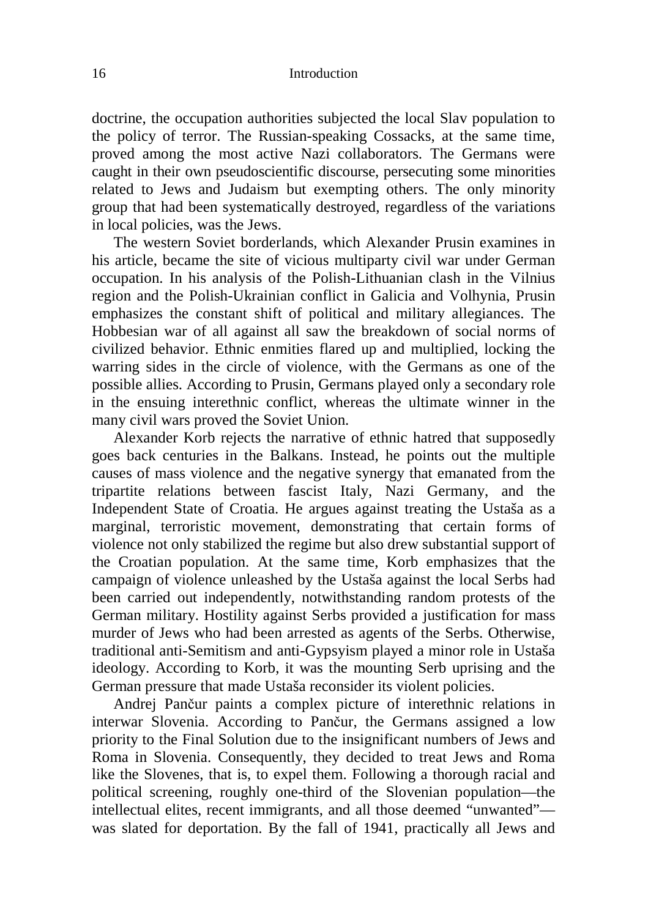doctrine, the occupation authorities subjected the local Slav population to the policy of terror. The Russian-speaking Cossacks, at the same time, proved among the most active Nazi collaborators. The Germans were caught in their own pseudoscientific discourse, persecuting some minorities related to Jews and Judaism but exempting others. The only minority group that had been systematically destroyed, regardless of the variations in local policies, was the Jews.

The western Soviet borderlands, which Alexander Prusin examines in his article, became the site of vicious multiparty civil war under German occupation. In his analysis of the Polish-Lithuanian clash in the Vilnius region and the Polish-Ukrainian conflict in Galicia and Volhynia, Prusin emphasizes the constant shift of political and military allegiances. The Hobbesian war of all against all saw the breakdown of social norms of civilized behavior. Ethnic enmities flared up and multiplied, locking the warring sides in the circle of violence, with the Germans as one of the possible allies. According to Prusin, Germans played only a secondary role in the ensuing interethnic conflict, whereas the ultimate winner in the many civil wars proved the Soviet Union.

Alexander Korb rejects the narrative of ethnic hatred that supposedly goes back centuries in the Balkans. Instead, he points out the multiple causes of mass violence and the negative synergy that emanated from the tripartite relations between fascist Italy, Nazi Germany, and the Independent State of Croatia. He argues against treating the Ustaša as a marginal, terroristic movement, demonstrating that certain forms of violence not only stabilized the regime but also drew substantial support of the Croatian population. At the same time, Korb emphasizes that the campaign of violence unleashed by the Ustaša against the local Serbs had been carried out independently, notwithstanding random protests of the German military. Hostility against Serbs provided a justification for mass murder of Jews who had been arrested as agents of the Serbs. Otherwise, traditional anti-Semitism and anti-Gypsyism played a minor role in Ustaša ideology. According to Korb, it was the mounting Serb uprising and the German pressure that made Ustaša reconsider its violent policies.

Andrej Pančur paints a complex picture of interethnic relations in interwar Slovenia. According to Pančur, the Germans assigned a low priority to the Final Solution due to the insignificant numbers of Jews and Roma in Slovenia. Consequently, they decided to treat Jews and Roma like the Slovenes, that is, to expel them. Following a thorough racial and political screening, roughly one-third of the Slovenian population—the intellectual elites, recent immigrants, and all those deemed "unwanted"—was slated for deportation. By the fall of 1941, practically all Jews and